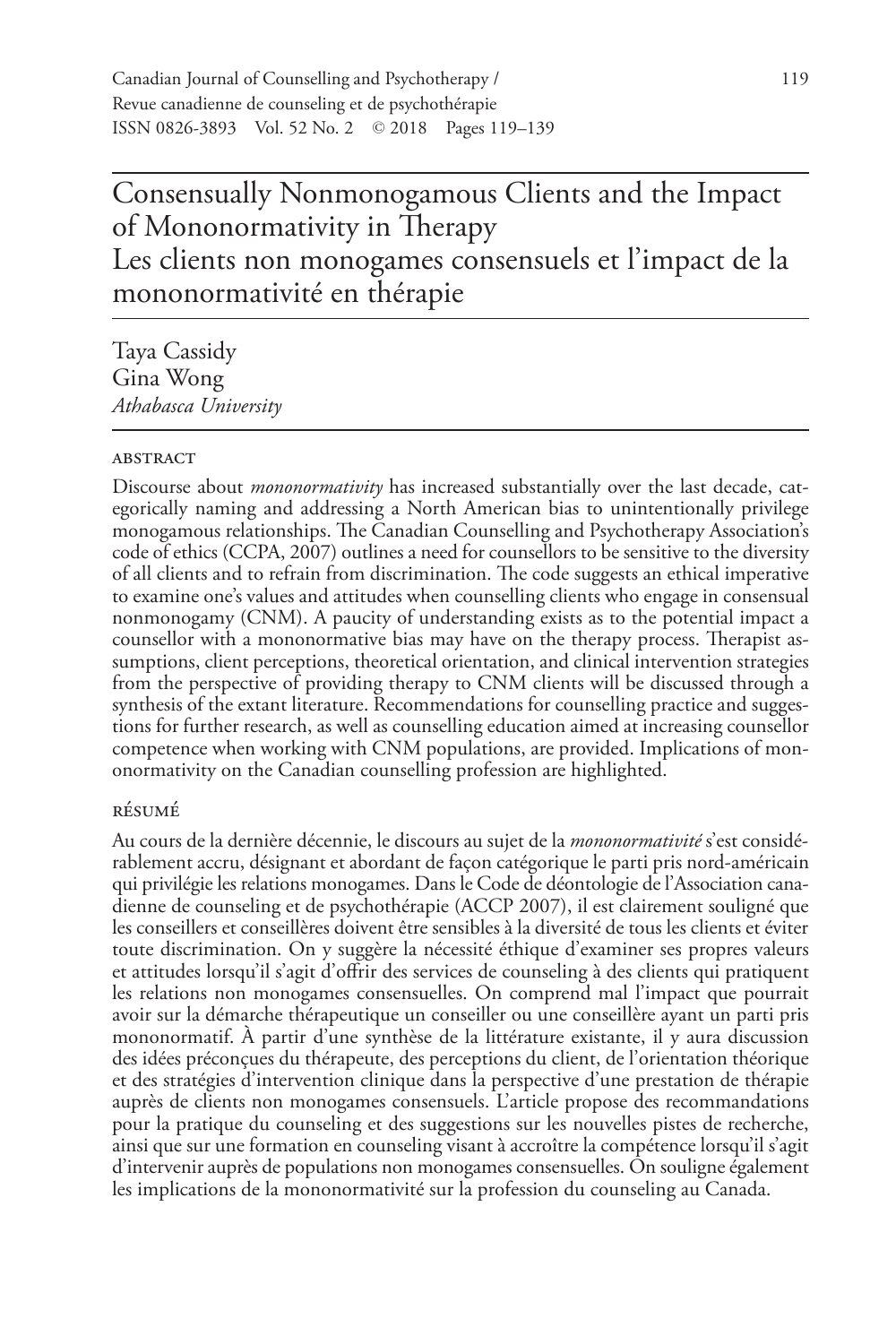# Consensually Nonmonogamous Clients and the Impact of Mononormativity in Therapy
# Les clients non monogames consensuels et l'impact de la mononormativité en thérapie

Taya Cassidy
Gina Wong
*Athabasca University*

## ABSTRACT

Discourse about *mononormativity* has increased substantially over the last decade, categorically naming and addressing a North American bias to unintentionally privilege monogamous relationships. The Canadian Counselling and Psychotherapy Association's code of ethics (CCPA, 2007) outlines a need for counsellors to be sensitive to the diversity of all clients and to refrain from discrimination. The code suggests an ethical imperative to examine one's values and attitudes when counselling clients who engage in consensual nonmonogamy (CNM). A paucity of understanding exists as to the potential impact a counsellor with a mononormative bias may have on the therapy process. Therapist assumptions, client perceptions, theoretical orientation, and clinical intervention strategies from the perspective of providing therapy to CNM clients will be discussed through a synthesis of the extant literature. Recommendations for counselling practice and suggestions for further research, as well as counselling education aimed at increasing counsellor competence when working with CNM populations, are provided. Implications of mononormativity on the Canadian counselling profession are highlighted.

## RÉSUMÉ

Au cours de la dernière décennie, le discours au sujet de la *mononormativité* s'est considérablement accru, désignant et abordant de façon catégorique le parti pris nord-américain qui privilégie les relations monogames. Dans le Code de déontologie de l'Association canadienne de counseling et de psychothérapie (ACCP 2007), il est clairement souligné que les conseillers et conseillères doivent être sensibles à la diversité de tous les clients et éviter toute discrimination. On y suggère la nécessité éthique d'examiner ses propres valeurs et attitudes lorsqu'il s'agit d'offrir des services de counseling à des clients qui pratiquent les relations non monogames consensuelles. On comprend mal l'impact que pourrait avoir sur la démarche thérapeutique un conseiller ou une conseillère ayant un parti pris mononormatif. À partir d'une synthèse de la littérature existante, il y aura discussion des idées préconçues du thérapeute, des perceptions du client, de l'orientation théorique et des stratégies d'intervention clinique dans la perspective d'une prestation de thérapie auprès de clients non monogames consensuels. L'article propose des recommandations pour la pratique du counseling et des suggestions sur les nouvelles pistes de recherche, ainsi que sur une formation en counseling visant à accroître la compétence lorsqu'il s'agit d'intervenir auprès de populations non monogames consensuelles. On souligne également les implications de la mononormativité sur la profession du counseling au Canada.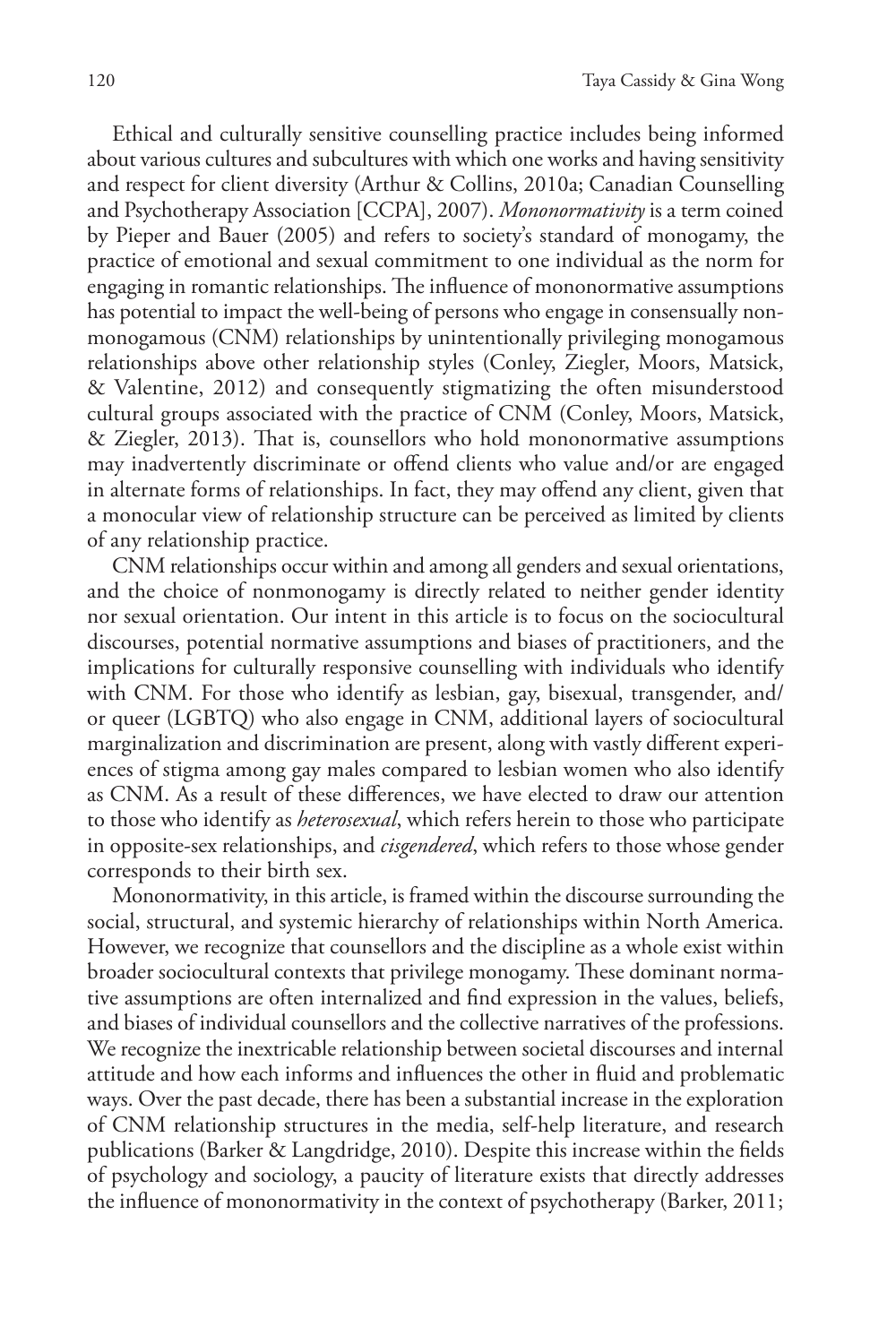Ethical and culturally sensitive counselling practice includes being informed about various cultures and subcultures with which one works and having sensitivity and respect for client diversity (Arthur & Collins, 2010a; Canadian Counselling and Psychotherapy Association [CCPA], 2007). *Mononormativity* is a term coined by Pieper and Bauer (2005) and refers to society's standard of monogamy, the practice of emotional and sexual commitment to one individual as the norm for engaging in romantic relationships. The influence of mononormative assumptions has potential to impact the well-being of persons who engage in consensually nonmonogamous (CNM) relationships by unintentionally privileging monogamous relationships above other relationship styles (Conley, Ziegler, Moors, Matsick, & Valentine, 2012) and consequently stigmatizing the often misunderstood cultural groups associated with the practice of CNM (Conley, Moors, Matsick, & Ziegler, 2013). That is, counsellors who hold mononormative assumptions may inadvertently discriminate or offend clients who value and/or are engaged in alternate forms of relationships. In fact, they may offend any client, given that a monocular view of relationship structure can be perceived as limited by clients of any relationship practice.

CNM relationships occur within and among all genders and sexual orientations, and the choice of nonmonogamy is directly related to neither gender identity nor sexual orientation. Our intent in this article is to focus on the sociocultural discourses, potential normative assumptions and biases of practitioners, and the implications for culturally responsive counselling with individuals who identify with CNM. For those who identify as lesbian, gay, bisexual, transgender, and/or queer (LGBTQ) who also engage in CNM, additional layers of sociocultural marginalization and discrimination are present, along with vastly different experiences of stigma among gay males compared to lesbian women who also identify as CNM. As a result of these differences, we have elected to draw our attention to those who identify as *heterosexual*, which refers herein to those who participate in opposite-sex relationships, and *cisgendered*, which refers to those whose gender corresponds to their birth sex.

Mononormativity, in this article, is framed within the discourse surrounding the social, structural, and systemic hierarchy of relationships within North America. However, we recognize that counsellors and the discipline as a whole exist within broader sociocultural contexts that privilege monogamy. These dominant normative assumptions are often internalized and find expression in the values, beliefs, and biases of individual counsellors and the collective narratives of the professions. We recognize the inextricable relationship between societal discourses and internal attitude and how each informs and influences the other in fluid and problematic ways. Over the past decade, there has been a substantial increase in the exploration of CNM relationship structures in the media, self-help literature, and research publications (Barker & Langdridge, 2010). Despite this increase within the fields of psychology and sociology, a paucity of literature exists that directly addresses the influence of mononormativity in the context of psychotherapy (Barker, 2011;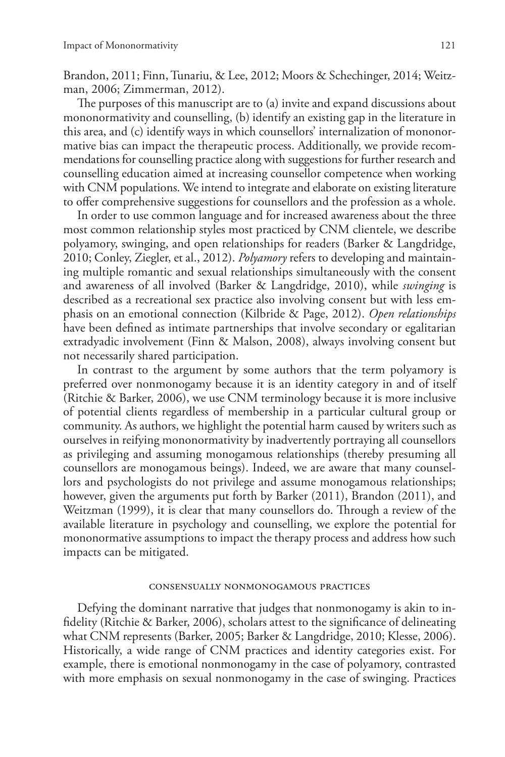Brandon, 2011; Finn, Tunariu, & Lee, 2012; Moors & Schechinger, 2014; Weitzman, 2006; Zimmerman, 2012).

The purposes of this manuscript are to (a) invite and expand discussions about mononormativity and counselling, (b) identify an existing gap in the literature in this area, and (c) identify ways in which counsellors' internalization of mononormative bias can impact the therapeutic process. Additionally, we provide recommendations for counselling practice along with suggestions for further research and counselling education aimed at increasing counsellor competence when working with CNM populations. We intend to integrate and elaborate on existing literature to offer comprehensive suggestions for counsellors and the profession as a whole.

In order to use common language and for increased awareness about the three most common relationship styles most practiced by CNM clientele, we describe polyamory, swinging, and open relationships for readers (Barker & Langdridge, 2010; Conley, Ziegler, et al., 2012). *Polyamory* refers to developing and maintaining multiple romantic and sexual relationships simultaneously with the consent and awareness of all involved (Barker & Langdridge, 2010), while *swinging* is described as a recreational sex practice also involving consent but with less emphasis on an emotional connection (Kilbride & Page, 2012). *Open relationships* have been defined as intimate partnerships that involve secondary or egalitarian extradyadic involvement (Finn & Malson, 2008), always involving consent but not necessarily shared participation.

In contrast to the argument by some authors that the term polyamory is preferred over nonmonogamy because it is an identity category in and of itself (Ritchie & Barker, 2006), we use CNM terminology because it is more inclusive of potential clients regardless of membership in a particular cultural group or community. As authors, we highlight the potential harm caused by writers such as ourselves in reifying mononormativity by inadvertently portraying all counsellors as privileging and assuming monogamous relationships (thereby presuming all counsellors are monogamous beings). Indeed, we are aware that many counsellors and psychologists do not privilege and assume monogamous relationships; however, given the arguments put forth by Barker (2011), Brandon (2011), and Weitzman (1999), it is clear that many counsellors do. Through a review of the available literature in psychology and counselling, we explore the potential for mononormative assumptions to impact the therapy process and address how such impacts can be mitigated.

## Consensually Nonmonogamous Practices

Defying the dominant narrative that judges that nonmonogamy is akin to infidelity (Ritchie & Barker, 2006), scholars attest to the significance of delineating what CNM represents (Barker, 2005; Barker & Langdridge, 2010; Klesse, 2006). Historically, a wide range of CNM practices and identity categories exist. For example, there is emotional nonmonogamy in the case of polyamory, contrasted with more emphasis on sexual nonmonogamy in the case of swinging. Practices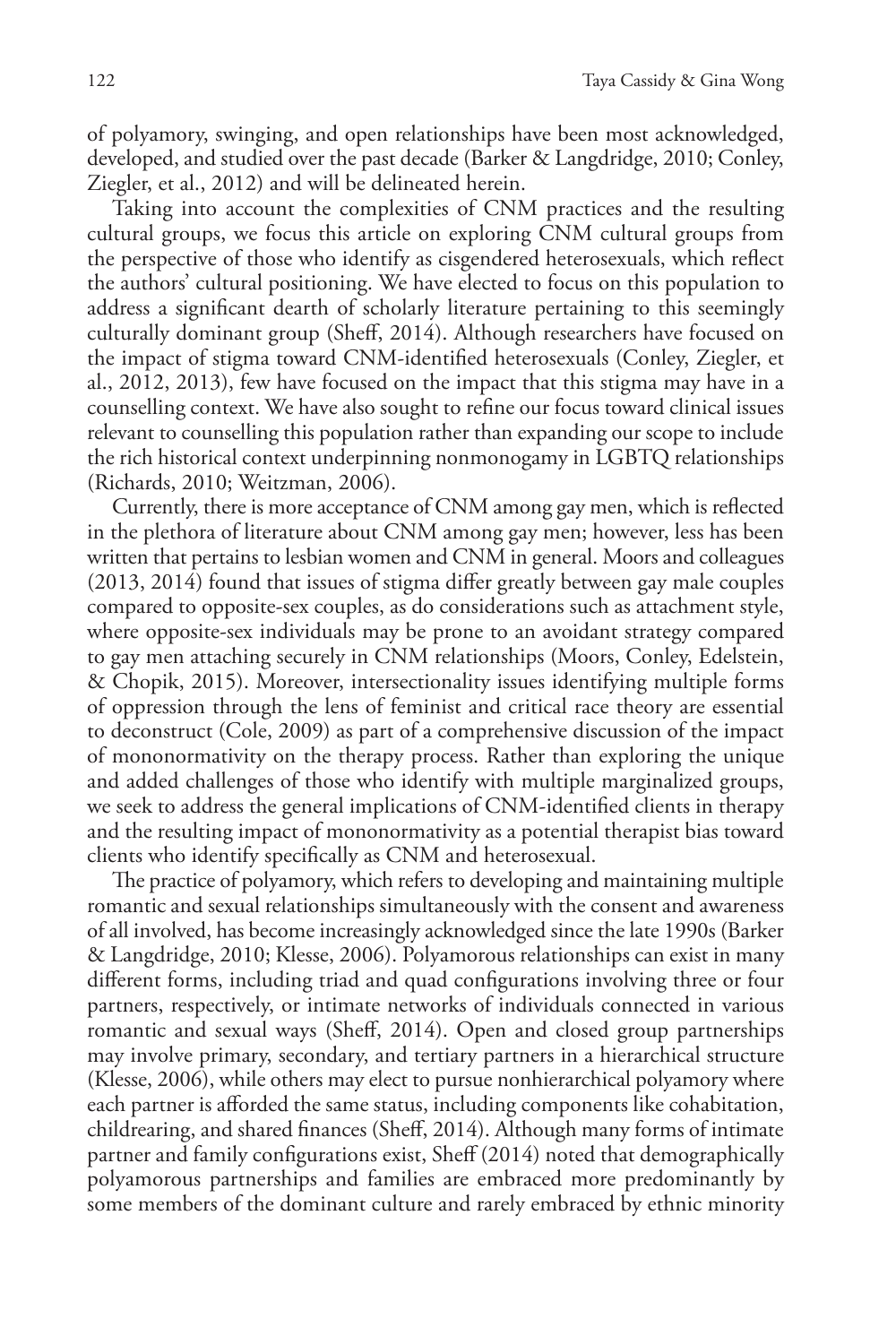of polyamory, swinging, and open relationships have been most acknowledged, developed, and studied over the past decade (Barker & Langdridge, 2010; Conley, Ziegler, et al., 2012) and will be delineated herein.

Taking into account the complexities of CNM practices and the resulting cultural groups, we focus this article on exploring CNM cultural groups from the perspective of those who identify as cisgendered heterosexuals, which reflect the authors' cultural positioning. We have elected to focus on this population to address a significant dearth of scholarly literature pertaining to this seemingly culturally dominant group (Sheff, 2014). Although researchers have focused on the impact of stigma toward CNM-identified heterosexuals (Conley, Ziegler, et al., 2012, 2013), few have focused on the impact that this stigma may have in a counselling context. We have also sought to refine our focus toward clinical issues relevant to counselling this population rather than expanding our scope to include the rich historical context underpinning nonmonogamy in LGBTQ relationships (Richards, 2010; Weitzman, 2006).

Currently, there is more acceptance of CNM among gay men, which is reflected in the plethora of literature about CNM among gay men; however, less has been written that pertains to lesbian women and CNM in general. Moors and colleagues (2013, 2014) found that issues of stigma differ greatly between gay male couples compared to opposite-sex couples, as do considerations such as attachment style, where opposite-sex individuals may be prone to an avoidant strategy compared to gay men attaching securely in CNM relationships (Moors, Conley, Edelstein, & Chopik, 2015). Moreover, intersectionality issues identifying multiple forms of oppression through the lens of feminist and critical race theory are essential to deconstruct (Cole, 2009) as part of a comprehensive discussion of the impact of mononormativity on the therapy process. Rather than exploring the unique and added challenges of those who identify with multiple marginalized groups, we seek to address the general implications of CNM-identified clients in therapy and the resulting impact of mononormativity as a potential therapist bias toward clients who identify specifically as CNM and heterosexual.

The practice of polyamory, which refers to developing and maintaining multiple romantic and sexual relationships simultaneously with the consent and awareness of all involved, has become increasingly acknowledged since the late 1990s (Barker & Langdridge, 2010; Klesse, 2006). Polyamorous relationships can exist in many different forms, including triad and quad configurations involving three or four partners, respectively, or intimate networks of individuals connected in various romantic and sexual ways (Sheff, 2014). Open and closed group partnerships may involve primary, secondary, and tertiary partners in a hierarchical structure (Klesse, 2006), while others may elect to pursue nonhierarchical polyamory where each partner is afforded the same status, including components like cohabitation, childrearing, and shared finances (Sheff, 2014). Although many forms of intimate partner and family configurations exist, Sheff (2014) noted that demographically polyamorous partnerships and families are embraced more predominantly by some members of the dominant culture and rarely embraced by ethnic minority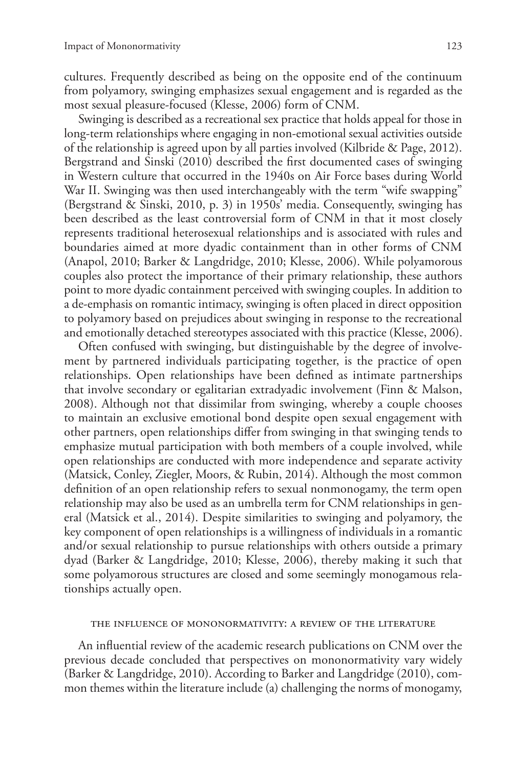cultures. Frequently described as being on the opposite end of the continuum from polyamory, swinging emphasizes sexual engagement and is regarded as the most sexual pleasure-focused (Klesse, 2006) form of CNM.

Swinging is described as a recreational sex practice that holds appeal for those in long-term relationships where engaging in non-emotional sexual activities outside of the relationship is agreed upon by all parties involved (Kilbride & Page, 2012). Bergstrand and Sinski (2010) described the first documented cases of swinging in Western culture that occurred in the 1940s on Air Force bases during World War II. Swinging was then used interchangeably with the term "wife swapping" (Bergstrand & Sinski, 2010, p. 3) in 1950s' media. Consequently, swinging has been described as the least controversial form of CNM in that it most closely represents traditional heterosexual relationships and is associated with rules and boundaries aimed at more dyadic containment than in other forms of CNM (Anapol, 2010; Barker & Langdridge, 2010; Klesse, 2006). While polyamorous couples also protect the importance of their primary relationship, these authors point to more dyadic containment perceived with swinging couples. In addition to a de-emphasis on romantic intimacy, swinging is often placed in direct opposition to polyamory based on prejudices about swinging in response to the recreational and emotionally detached stereotypes associated with this practice (Klesse, 2006).

Often confused with swinging, but distinguishable by the degree of involvement by partnered individuals participating together, is the practice of open relationships. Open relationships have been defined as intimate partnerships that involve secondary or egalitarian extradyadic involvement (Finn & Malson, 2008). Although not that dissimilar from swinging, whereby a couple chooses to maintain an exclusive emotional bond despite open sexual engagement with other partners, open relationships differ from swinging in that swinging tends to emphasize mutual participation with both members of a couple involved, while open relationships are conducted with more independence and separate activity (Matsick, Conley, Ziegler, Moors, & Rubin, 2014). Although the most common definition of an open relationship refers to sexual nonmonogamy, the term open relationship may also be used as an umbrella term for CNM relationships in general (Matsick et al., 2014). Despite similarities to swinging and polyamory, the key component of open relationships is a willingness of individuals in a romantic and/or sexual relationship to pursue relationships with others outside a primary dyad (Barker & Langdridge, 2010; Klesse, 2006), thereby making it such that some polyamorous structures are closed and some seemingly monogamous relationships actually open.

## The Influence of Mononormativity: A Review of the Literature

An influential review of the academic research publications on CNM over the previous decade concluded that perspectives on mononormativity vary widely (Barker & Langdridge, 2010). According to Barker and Langdridge (2010), common themes within the literature include (a) challenging the norms of monogamy,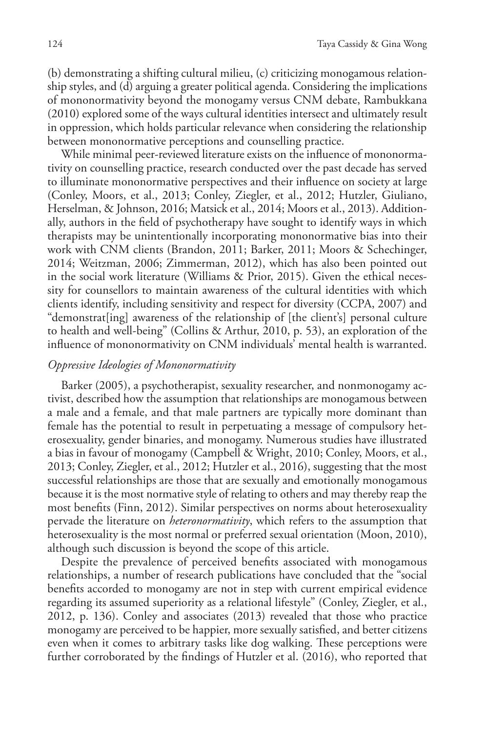(b) demonstrating a shifting cultural milieu, (c) criticizing monogamous relationship styles, and (d) arguing a greater political agenda. Considering the implications of mononormativity beyond the monogamy versus CNM debate, Rambukkana (2010) explored some of the ways cultural identities intersect and ultimately result in oppression, which holds particular relevance when considering the relationship between mononormative perceptions and counselling practice.

While minimal peer-reviewed literature exists on the influence of mononormativity on counselling practice, research conducted over the past decade has served to illuminate mononormative perspectives and their influence on society at large (Conley, Moors, et al., 2013; Conley, Ziegler, et al., 2012; Hutzler, Giuliano, Herselman, & Johnson, 2016; Matsick et al., 2014; Moors et al., 2013). Additionally, authors in the field of psychotherapy have sought to identify ways in which therapists may be unintentionally incorporating mononormative bias into their work with CNM clients (Brandon, 2011; Barker, 2011; Moors & Schechinger, 2014; Weitzman, 2006; Zimmerman, 2012), which has also been pointed out in the social work literature (Williams & Prior, 2015). Given the ethical necessity for counsellors to maintain awareness of the cultural identities with which clients identify, including sensitivity and respect for diversity (CCPA, 2007) and "demonstrat[ing] awareness of the relationship of [the client's] personal culture to health and well-being" (Collins & Arthur, 2010, p. 53), an exploration of the influence of mononormativity on CNM individuals' mental health is warranted.

### *Oppressive Ideologies of Mononormativity*

Barker (2005), a psychotherapist, sexuality researcher, and nonmonogamy activist, described how the assumption that relationships are monogamous between a male and a female, and that male partners are typically more dominant than female has the potential to result in perpetuating a message of compulsory heterosexuality, gender binaries, and monogamy. Numerous studies have illustrated a bias in favour of monogamy (Campbell & Wright, 2010; Conley, Moors, et al., 2013; Conley, Ziegler, et al., 2012; Hutzler et al., 2016), suggesting that the most successful relationships are those that are sexually and emotionally monogamous because it is the most normative style of relating to others and may thereby reap the most benefits (Finn, 2012). Similar perspectives on norms about heterosexuality pervade the literature on *heteronormativity*, which refers to the assumption that heterosexuality is the most normal or preferred sexual orientation (Moon, 2010), although such discussion is beyond the scope of this article.

Despite the prevalence of perceived benefits associated with monogamous relationships, a number of research publications have concluded that the "social benefits accorded to monogamy are not in step with current empirical evidence regarding its assumed superiority as a relational lifestyle" (Conley, Ziegler, et al., 2012, p. 136). Conley and associates (2013) revealed that those who practice monogamy are perceived to be happier, more sexually satisfied, and better citizens even when it comes to arbitrary tasks like dog walking. These perceptions were further corroborated by the findings of Hutzler et al. (2016), who reported that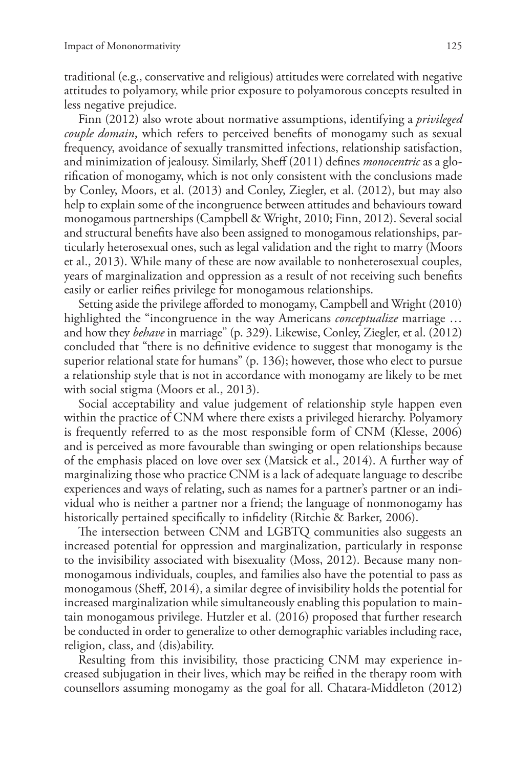traditional (e.g., conservative and religious) attitudes were correlated with negative attitudes to polyamory, while prior exposure to polyamorous concepts resulted in less negative prejudice.

Finn (2012) also wrote about normative assumptions, identifying a *privileged couple domain*, which refers to perceived benefits of monogamy such as sexual frequency, avoidance of sexually transmitted infections, relationship satisfaction, and minimization of jealousy. Similarly, Sheff (2011) defines *monocentric* as a glorification of monogamy, which is not only consistent with the conclusions made by Conley, Moors, et al. (2013) and Conley, Ziegler, et al. (2012), but may also help to explain some of the incongruence between attitudes and behaviours toward monogamous partnerships (Campbell & Wright, 2010; Finn, 2012). Several social and structural benefits have also been assigned to monogamous relationships, particularly heterosexual ones, such as legal validation and the right to marry (Moors et al., 2013). While many of these are now available to nonheterosexual couples, years of marginalization and oppression as a result of not receiving such benefits easily or earlier reifies privilege for monogamous relationships.

Setting aside the privilege afforded to monogamy, Campbell and Wright (2010) highlighted the "incongruence in the way Americans *conceptualize* marriage … and how they *behave* in marriage" (p. 329). Likewise, Conley, Ziegler, et al. (2012) concluded that "there is no definitive evidence to suggest that monogamy is the superior relational state for humans" (p. 136); however, those who elect to pursue a relationship style that is not in accordance with monogamy are likely to be met with social stigma (Moors et al., 2013).

Social acceptability and value judgement of relationship style happen even within the practice of CNM where there exists a privileged hierarchy. Polyamory is frequently referred to as the most responsible form of CNM (Klesse, 2006) and is perceived as more favourable than swinging or open relationships because of the emphasis placed on love over sex (Matsick et al., 2014). A further way of marginalizing those who practice CNM is a lack of adequate language to describe experiences and ways of relating, such as names for a partner's partner or an individual who is neither a partner nor a friend; the language of nonmonogamy has historically pertained specifically to infidelity (Ritchie & Barker, 2006).

The intersection between CNM and LGBTQ communities also suggests an increased potential for oppression and marginalization, particularly in response to the invisibility associated with bisexuality (Moss, 2012). Because many nonmonogamous individuals, couples, and families also have the potential to pass as monogamous (Sheff, 2014), a similar degree of invisibility holds the potential for increased marginalization while simultaneously enabling this population to maintain monogamous privilege. Hutzler et al. (2016) proposed that further research be conducted in order to generalize to other demographic variables including race, religion, class, and (dis)ability.

Resulting from this invisibility, those practicing CNM may experience increased subjugation in their lives, which may be reified in the therapy room with counsellors assuming monogamy as the goal for all. Chatara-Middleton (2012)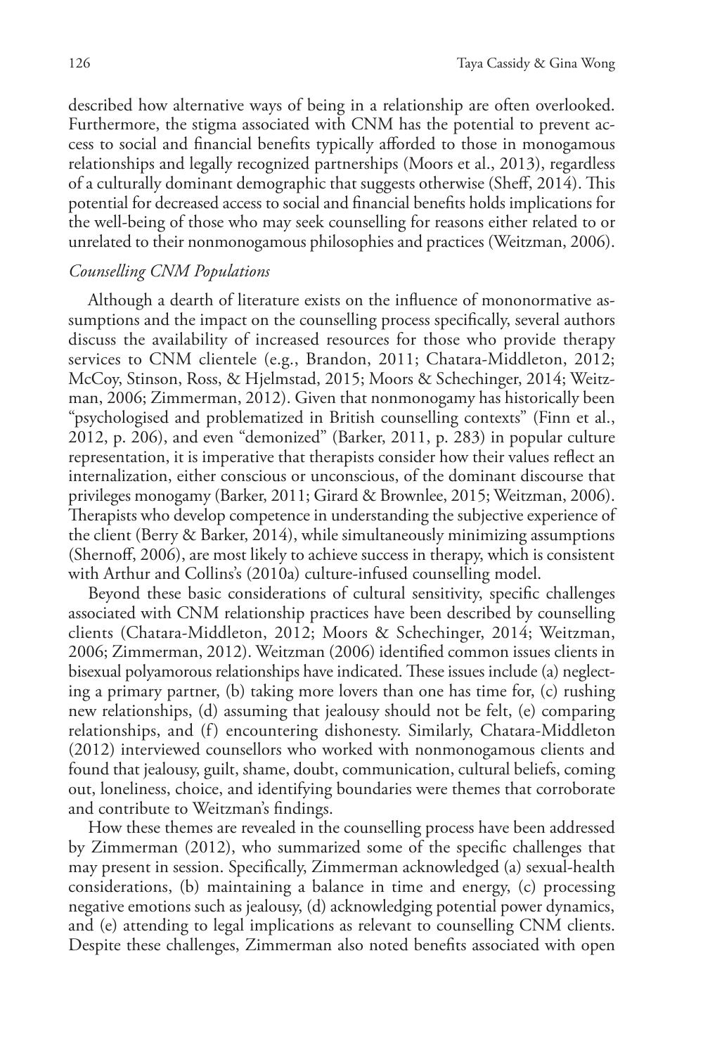described how alternative ways of being in a relationship are often overlooked. Furthermore, the stigma associated with CNM has the potential to prevent access to social and financial benefits typically afforded to those in monogamous relationships and legally recognized partnerships (Moors et al., 2013), regardless of a culturally dominant demographic that suggests otherwise (Sheff, 2014). This potential for decreased access to social and financial benefits holds implications for the well-being of those who may seek counselling for reasons either related to or unrelated to their nonmonogamous philosophies and practices (Weitzman, 2006).

### *Counselling CNM Populations*

Although a dearth of literature exists on the influence of mononormative assumptions and the impact on the counselling process specifically, several authors discuss the availability of increased resources for those who provide therapy services to CNM clientele (e.g., Brandon, 2011; Chatara-Middleton, 2012; McCoy, Stinson, Ross, & Hjelmstad, 2015; Moors & Schechinger, 2014; Weitzman, 2006; Zimmerman, 2012). Given that nonmonogamy has historically been "psychologised and problematized in British counselling contexts" (Finn et al., 2012, p. 206), and even "demonized" (Barker, 2011, p. 283) in popular culture representation, it is imperative that therapists consider how their values reflect an internalization, either conscious or unconscious, of the dominant discourse that privileges monogamy (Barker, 2011; Girard & Brownlee, 2015; Weitzman, 2006). Therapists who develop competence in understanding the subjective experience of the client (Berry & Barker, 2014), while simultaneously minimizing assumptions (Shernoff, 2006), are most likely to achieve success in therapy, which is consistent with Arthur and Collins's (2010a) culture-infused counselling model.

Beyond these basic considerations of cultural sensitivity, specific challenges associated with CNM relationship practices have been described by counselling clients (Chatara-Middleton, 2012; Moors & Schechinger, 2014; Weitzman, 2006; Zimmerman, 2012). Weitzman (2006) identified common issues clients in bisexual polyamorous relationships have indicated. These issues include (a) neglecting a primary partner, (b) taking more lovers than one has time for, (c) rushing new relationships, (d) assuming that jealousy should not be felt, (e) comparing relationships, and (f) encountering dishonesty. Similarly, Chatara-Middleton (2012) interviewed counsellors who worked with nonmonogamous clients and found that jealousy, guilt, shame, doubt, communication, cultural beliefs, coming out, loneliness, choice, and identifying boundaries were themes that corroborate and contribute to Weitzman's findings.

How these themes are revealed in the counselling process have been addressed by Zimmerman (2012), who summarized some of the specific challenges that may present in session. Specifically, Zimmerman acknowledged (a) sexual-health considerations, (b) maintaining a balance in time and energy, (c) processing negative emotions such as jealousy, (d) acknowledging potential power dynamics, and (e) attending to legal implications as relevant to counselling CNM clients. Despite these challenges, Zimmerman also noted benefits associated with open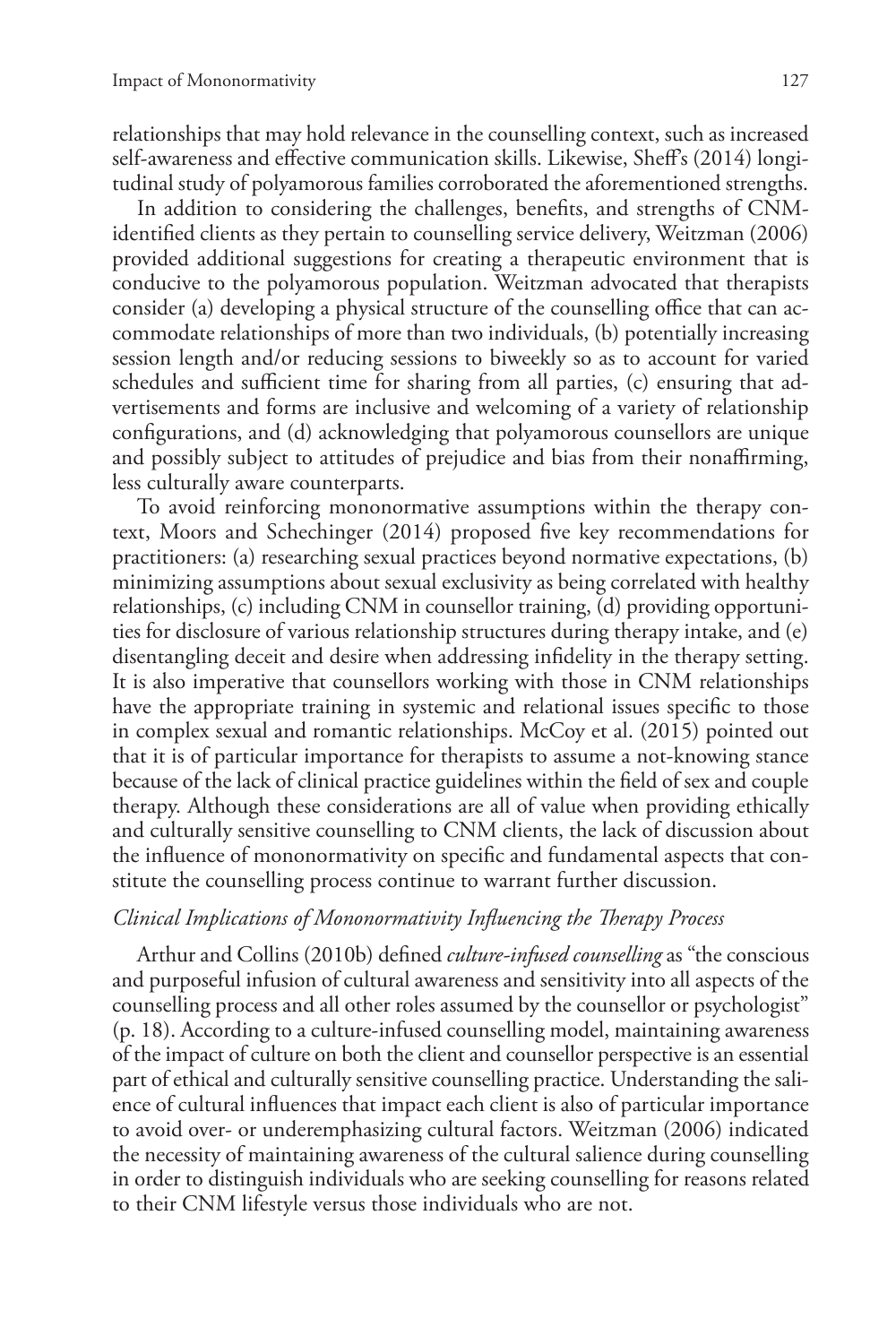relationships that may hold relevance in the counselling context, such as increased self-awareness and effective communication skills. Likewise, Sheff's (2014) longitudinal study of polyamorous families corroborated the aforementioned strengths.

In addition to considering the challenges, benefits, and strengths of CNM-identified clients as they pertain to counselling service delivery, Weitzman (2006) provided additional suggestions for creating a therapeutic environment that is conducive to the polyamorous population. Weitzman advocated that therapists consider (a) developing a physical structure of the counselling office that can accommodate relationships of more than two individuals, (b) potentially increasing session length and/or reducing sessions to biweekly so as to account for varied schedules and sufficient time for sharing from all parties, (c) ensuring that advertisements and forms are inclusive and welcoming of a variety of relationship configurations, and (d) acknowledging that polyamorous counsellors are unique and possibly subject to attitudes of prejudice and bias from their nonaffirming, less culturally aware counterparts.

To avoid reinforcing mononormative assumptions within the therapy context, Moors and Schechinger (2014) proposed five key recommendations for practitioners: (a) researching sexual practices beyond normative expectations, (b) minimizing assumptions about sexual exclusivity as being correlated with healthy relationships, (c) including CNM in counsellor training, (d) providing opportunities for disclosure of various relationship structures during therapy intake, and (e) disentangling deceit and desire when addressing infidelity in the therapy setting. It is also imperative that counsellors working with those in CNM relationships have the appropriate training in systemic and relational issues specific to those in complex sexual and romantic relationships. McCoy et al. (2015) pointed out that it is of particular importance for therapists to assume a not-knowing stance because of the lack of clinical practice guidelines within the field of sex and couple therapy. Although these considerations are all of value when providing ethically and culturally sensitive counselling to CNM clients, the lack of discussion about the influence of mononormativity on specific and fundamental aspects that constitute the counselling process continue to warrant further discussion.

### *Clinical Implications of Mononormativity Influencing the Therapy Process*

Arthur and Collins (2010b) defined *culture-infused counselling* as "the conscious and purposeful infusion of cultural awareness and sensitivity into all aspects of the counselling process and all other roles assumed by the counsellor or psychologist" (p. 18). According to a culture-infused counselling model, maintaining awareness of the impact of culture on both the client and counsellor perspective is an essential part of ethical and culturally sensitive counselling practice. Understanding the salience of cultural influences that impact each client is also of particular importance to avoid over- or underemphasizing cultural factors. Weitzman (2006) indicated the necessity of maintaining awareness of the cultural salience during counselling in order to distinguish individuals who are seeking counselling for reasons related to their CNM lifestyle versus those individuals who are not.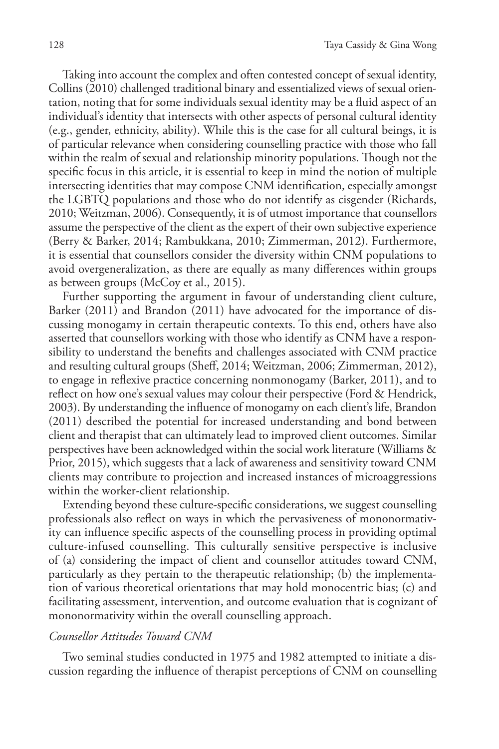Taking into account the complex and often contested concept of sexual identity, Collins (2010) challenged traditional binary and essentialized views of sexual orientation, noting that for some individuals sexual identity may be a fluid aspect of an individual's identity that intersects with other aspects of personal cultural identity (e.g., gender, ethnicity, ability). While this is the case for all cultural beings, it is of particular relevance when considering counselling practice with those who fall within the realm of sexual and relationship minority populations. Though not the specific focus in this article, it is essential to keep in mind the notion of multiple intersecting identities that may compose CNM identification, especially amongst the LGBTQ populations and those who do not identify as cisgender (Richards, 2010; Weitzman, 2006). Consequently, it is of utmost importance that counsellors assume the perspective of the client as the expert of their own subjective experience (Berry & Barker, 2014; Rambukkana, 2010; Zimmerman, 2012). Furthermore, it is essential that counsellors consider the diversity within CNM populations to avoid overgeneralization, as there are equally as many differences within groups as between groups (McCoy et al., 2015).

Further supporting the argument in favour of understanding client culture, Barker (2011) and Brandon (2011) have advocated for the importance of discussing monogamy in certain therapeutic contexts. To this end, others have also asserted that counsellors working with those who identify as CNM have a responsibility to understand the benefits and challenges associated with CNM practice and resulting cultural groups (Sheff, 2014; Weitzman, 2006; Zimmerman, 2012), to engage in reflexive practice concerning nonmonogamy (Barker, 2011), and to reflect on how one's sexual values may colour their perspective (Ford & Hendrick, 2003). By understanding the influence of monogamy on each client's life, Brandon (2011) described the potential for increased understanding and bond between client and therapist that can ultimately lead to improved client outcomes. Similar perspectives have been acknowledged within the social work literature (Williams & Prior, 2015), which suggests that a lack of awareness and sensitivity toward CNM clients may contribute to projection and increased instances of microaggressions within the worker-client relationship.

Extending beyond these culture-specific considerations, we suggest counselling professionals also reflect on ways in which the pervasiveness of mononormativity can influence specific aspects of the counselling process in providing optimal culture-infused counselling. This culturally sensitive perspective is inclusive of (a) considering the impact of client and counsellor attitudes toward CNM, particularly as they pertain to the therapeutic relationship; (b) the implementation of various theoretical orientations that may hold monocentric bias; (c) and facilitating assessment, intervention, and outcome evaluation that is cognizant of mononormativity within the overall counselling approach.

### *Counsellor Attitudes Toward CNM*

Two seminal studies conducted in 1975 and 1982 attempted to initiate a discussion regarding the influence of therapist perceptions of CNM on counselling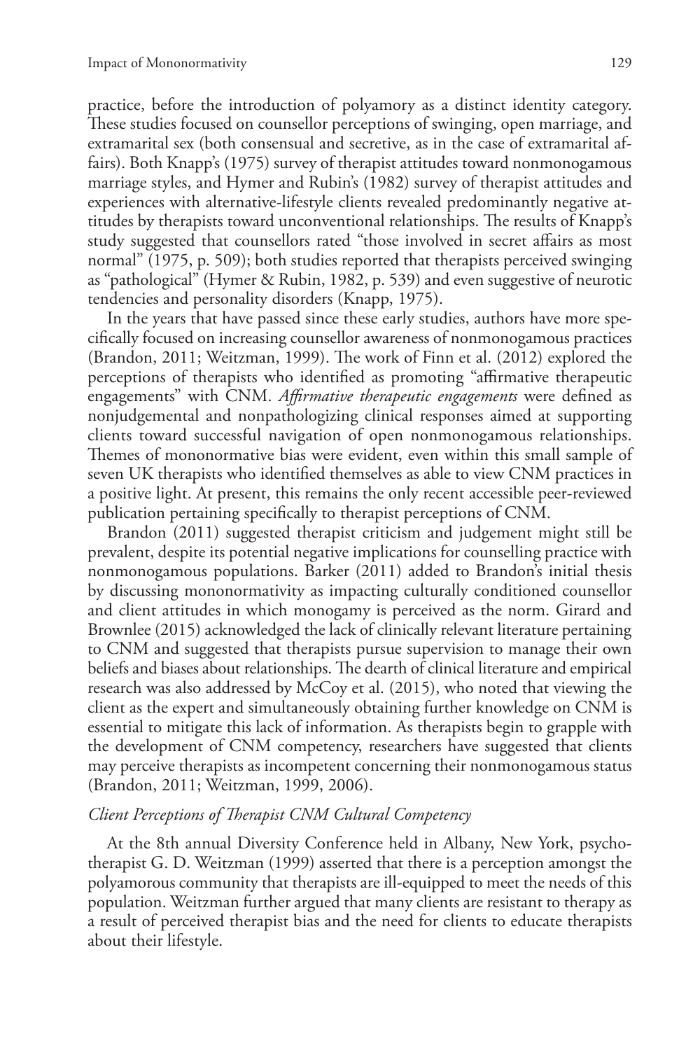practice, before the introduction of polyamory as a distinct identity category. These studies focused on counsellor perceptions of swinging, open marriage, and extramarital sex (both consensual and secretive, as in the case of extramarital affairs). Both Knapp's (1975) survey of therapist attitudes toward nonmonogamous marriage styles, and Hymer and Rubin's (1982) survey of therapist attitudes and experiences with alternative-lifestyle clients revealed predominantly negative attitudes by therapists toward unconventional relationships. The results of Knapp's study suggested that counsellors rated "those involved in secret affairs as most normal" (1975, p. 509); both studies reported that therapists perceived swinging as "pathological" (Hymer & Rubin, 1982, p. 539) and even suggestive of neurotic tendencies and personality disorders (Knapp, 1975).

In the years that have passed since these early studies, authors have more specifically focused on increasing counsellor awareness of nonmonogamous practices (Brandon, 2011; Weitzman, 1999). The work of Finn et al. (2012) explored the perceptions of therapists who identified as promoting "affirmative therapeutic engagements" with CNM. *Affirmative therapeutic engagements* were defined as nonjudgemental and nonpathologizing clinical responses aimed at supporting clients toward successful navigation of open nonmonogamous relationships. Themes of mononormative bias were evident, even within this small sample of seven UK therapists who identified themselves as able to view CNM practices in a positive light. At present, this remains the only recent accessible peer-reviewed publication pertaining specifically to therapist perceptions of CNM.

Brandon (2011) suggested therapist criticism and judgement might still be prevalent, despite its potential negative implications for counselling practice with nonmonogamous populations. Barker (2011) added to Brandon's initial thesis by discussing mononormativity as impacting culturally conditioned counsellor and client attitudes in which monogamy is perceived as the norm. Girard and Brownlee (2015) acknowledged the lack of clinically relevant literature pertaining to CNM and suggested that therapists pursue supervision to manage their own beliefs and biases about relationships. The dearth of clinical literature and empirical research was also addressed by McCoy et al. (2015), who noted that viewing the client as the expert and simultaneously obtaining further knowledge on CNM is essential to mitigate this lack of information. As therapists begin to grapple with the development of CNM competency, researchers have suggested that clients may perceive therapists as incompetent concerning their nonmonogamous status (Brandon, 2011; Weitzman, 1999, 2006).

### *Client Perceptions of Therapist CNM Cultural Competency*

At the 8th annual Diversity Conference held in Albany, New York, psychotherapist G. D. Weitzman (1999) asserted that there is a perception amongst the polyamorous community that therapists are ill-equipped to meet the needs of this population. Weitzman further argued that many clients are resistant to therapy as a result of perceived therapist bias and the need for clients to educate therapists about their lifestyle.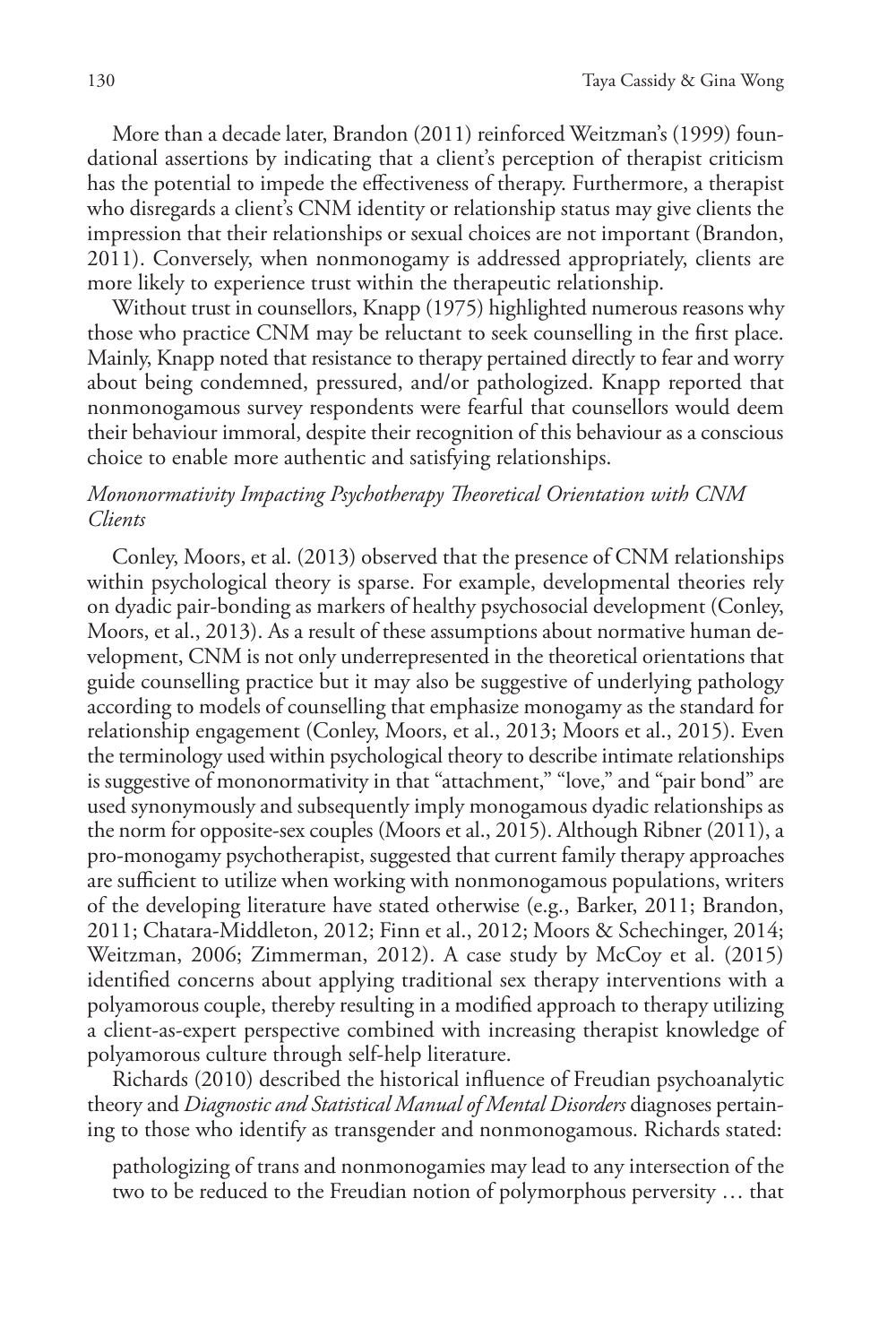More than a decade later, Brandon (2011) reinforced Weitzman's (1999) foundational assertions by indicating that a client's perception of therapist criticism has the potential to impede the effectiveness of therapy. Furthermore, a therapist who disregards a client's CNM identity or relationship status may give clients the impression that their relationships or sexual choices are not important (Brandon, 2011). Conversely, when nonmonogamy is addressed appropriately, clients are more likely to experience trust within the therapeutic relationship.

Without trust in counsellors, Knapp (1975) highlighted numerous reasons why those who practice CNM may be reluctant to seek counselling in the first place. Mainly, Knapp noted that resistance to therapy pertained directly to fear and worry about being condemned, pressured, and/or pathologized. Knapp reported that nonmonogamous survey respondents were fearful that counsellors would deem their behaviour immoral, despite their recognition of this behaviour as a conscious choice to enable more authentic and satisfying relationships.

### *Mononormativity Impacting Psychotherapy Theoretical Orientation with CNM Clients*

Conley, Moors, et al. (2013) observed that the presence of CNM relationships within psychological theory is sparse. For example, developmental theories rely on dyadic pair-bonding as markers of healthy psychosocial development (Conley, Moors, et al., 2013). As a result of these assumptions about normative human development, CNM is not only underrepresented in the theoretical orientations that guide counselling practice but it may also be suggestive of underlying pathology according to models of counselling that emphasize monogamy as the standard for relationship engagement (Conley, Moors, et al., 2013; Moors et al., 2015). Even the terminology used within psychological theory to describe intimate relationships is suggestive of mononormativity in that "attachment," "love," and "pair bond" are used synonymously and subsequently imply monogamous dyadic relationships as the norm for opposite-sex couples (Moors et al., 2015). Although Ribner (2011), a pro-monogamy psychotherapist, suggested that current family therapy approaches are sufficient to utilize when working with nonmonogamous populations, writers of the developing literature have stated otherwise (e.g., Barker, 2011; Brandon, 2011; Chatara-Middleton, 2012; Finn et al., 2012; Moors & Schechinger, 2014; Weitzman, 2006; Zimmerman, 2012). A case study by McCoy et al. (2015) identified concerns about applying traditional sex therapy interventions with a polyamorous couple, thereby resulting in a modified approach to therapy utilizing a client-as-expert perspective combined with increasing therapist knowledge of polyamorous culture through self-help literature.

Richards (2010) described the historical influence of Freudian psychoanalytic theory and *Diagnostic and Statistical Manual of Mental Disorders* diagnoses pertaining to those who identify as transgender and nonmonogamous. Richards stated:

> pathologizing of trans and nonmonogamies may lead to any intersection of the two to be reduced to the Freudian notion of polymorphous perversity … that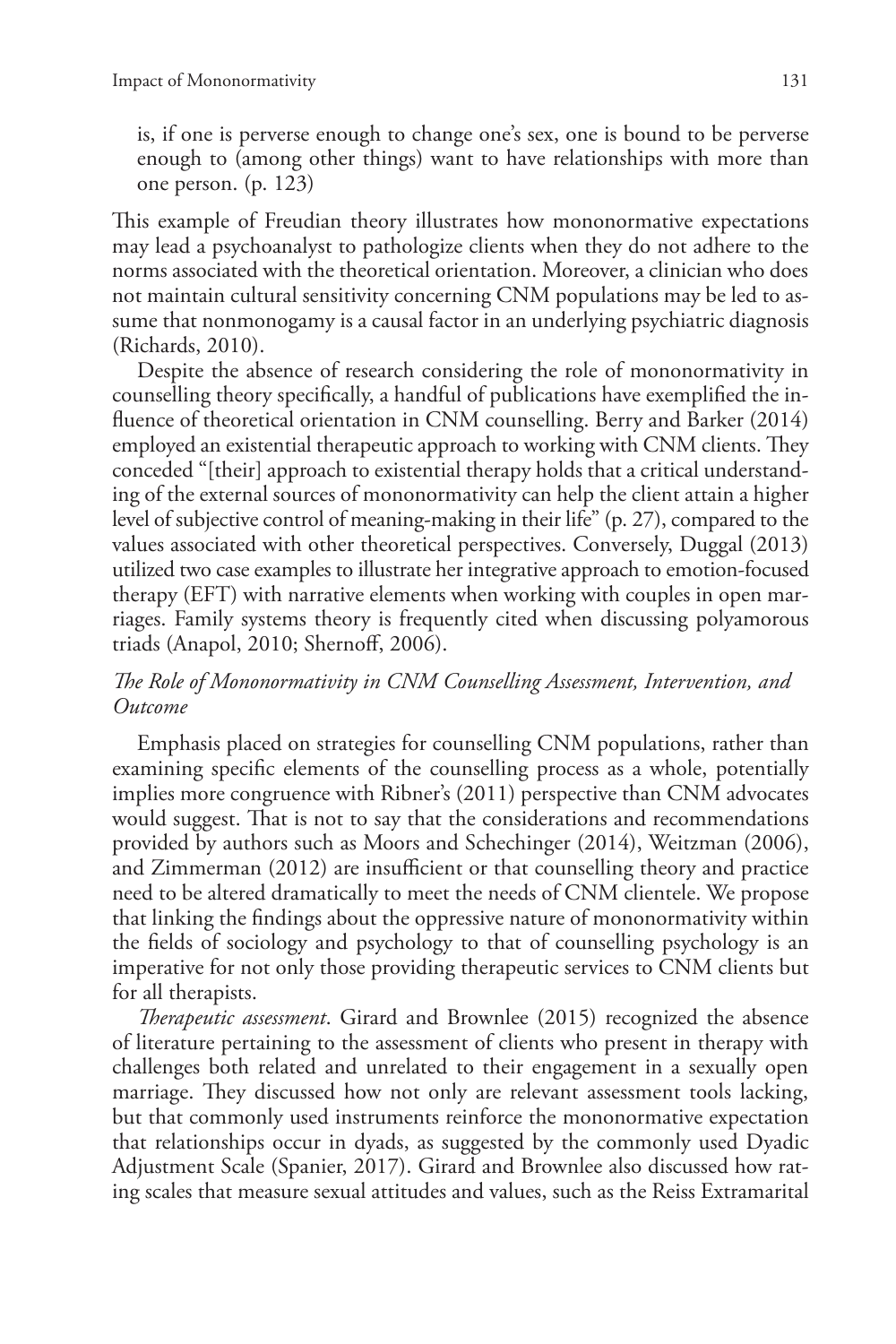is, if one is perverse enough to change one's sex, one is bound to be perverse enough to (among other things) want to have relationships with more than one person. (p. 123)

This example of Freudian theory illustrates how mononormative expectations may lead a psychoanalyst to pathologize clients when they do not adhere to the norms associated with the theoretical orientation. Moreover, a clinician who does not maintain cultural sensitivity concerning CNM populations may be led to assume that nonmonogamy is a causal factor in an underlying psychiatric diagnosis (Richards, 2010).

Despite the absence of research considering the role of mononormativity in counselling theory specifically, a handful of publications have exemplified the influence of theoretical orientation in CNM counselling. Berry and Barker (2014) employed an existential therapeutic approach to working with CNM clients. They conceded "[their] approach to existential therapy holds that a critical understanding of the external sources of mononormativity can help the client attain a higher level of subjective control of meaning-making in their life" (p. 27), compared to the values associated with other theoretical perspectives. Conversely, Duggal (2013) utilized two case examples to illustrate her integrative approach to emotion-focused therapy (EFT) with narrative elements when working with couples in open marriages. Family systems theory is frequently cited when discussing polyamorous triads (Anapol, 2010; Shernoff, 2006).

### *The Role of Mononormativity in CNM Counselling Assessment, Intervention, and Outcome*

Emphasis placed on strategies for counselling CNM populations, rather than examining specific elements of the counselling process as a whole, potentially implies more congruence with Ribner's (2011) perspective than CNM advocates would suggest. That is not to say that the considerations and recommendations provided by authors such as Moors and Schechinger (2014), Weitzman (2006), and Zimmerman (2012) are insufficient or that counselling theory and practice need to be altered dramatically to meet the needs of CNM clientele. We propose that linking the findings about the oppressive nature of mononormativity within the fields of sociology and psychology to that of counselling psychology is an imperative for not only those providing therapeutic services to CNM clients but for all therapists.

*Therapeutic assessment*. Girard and Brownlee (2015) recognized the absence of literature pertaining to the assessment of clients who present in therapy with challenges both related and unrelated to their engagement in a sexually open marriage. They discussed how not only are relevant assessment tools lacking, but that commonly used instruments reinforce the mononormative expectation that relationships occur in dyads, as suggested by the commonly used Dyadic Adjustment Scale (Spanier, 2017). Girard and Brownlee also discussed how rating scales that measure sexual attitudes and values, such as the Reiss Extramarital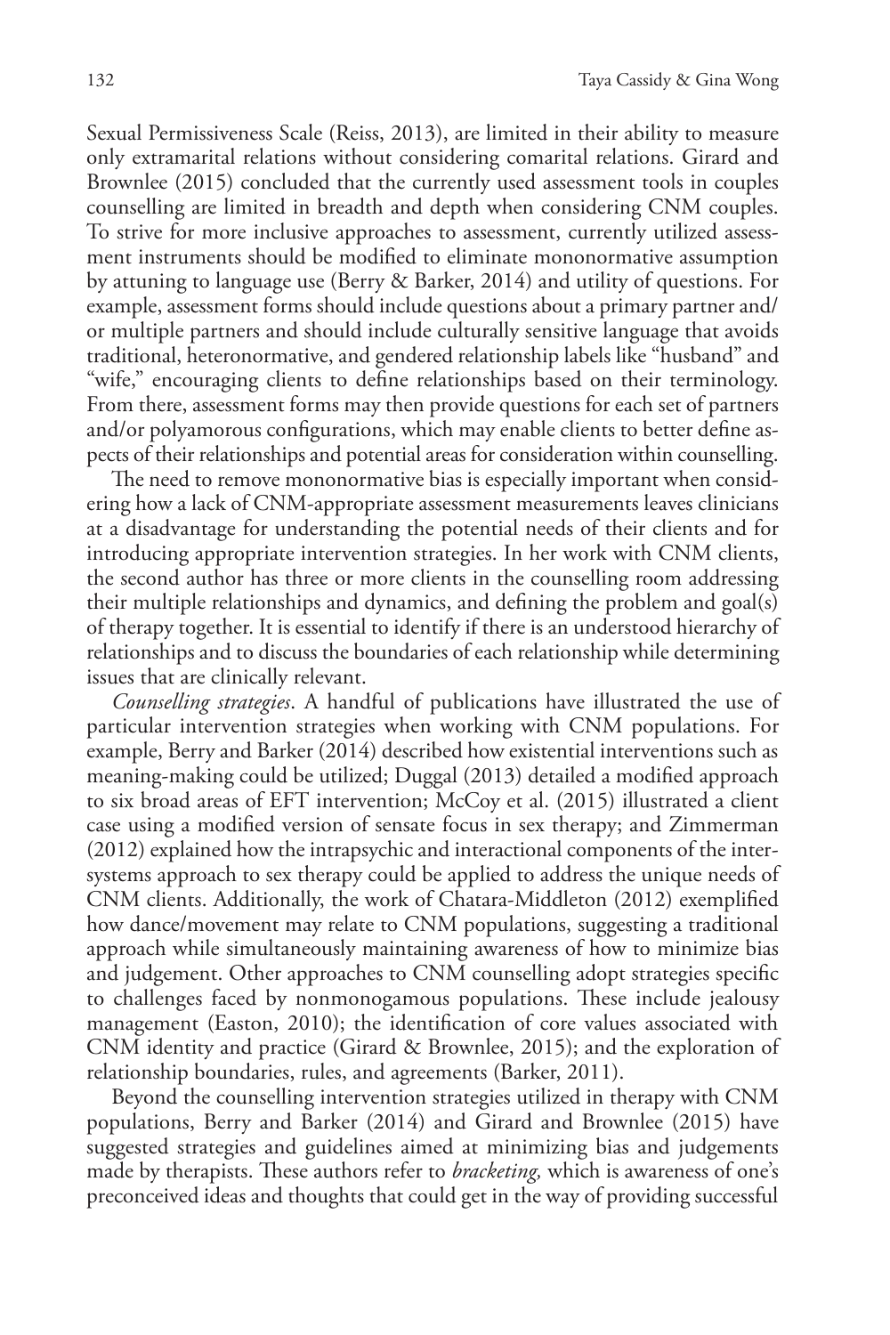Sexual Permissiveness Scale (Reiss, 2013), are limited in their ability to measure only extramarital relations without considering comarital relations. Girard and Brownlee (2015) concluded that the currently used assessment tools in couples counselling are limited in breadth and depth when considering CNM couples. To strive for more inclusive approaches to assessment, currently utilized assessment instruments should be modified to eliminate mononormative assumption by attuning to language use (Berry & Barker, 2014) and utility of questions. For example, assessment forms should include questions about a primary partner and/or multiple partners and should include culturally sensitive language that avoids traditional, heteronormative, and gendered relationship labels like "husband" and "wife," encouraging clients to define relationships based on their terminology. From there, assessment forms may then provide questions for each set of partners and/or polyamorous configurations, which may enable clients to better define aspects of their relationships and potential areas for consideration within counselling.

The need to remove mononormative bias is especially important when considering how a lack of CNM-appropriate assessment measurements leaves clinicians at a disadvantage for understanding the potential needs of their clients and for introducing appropriate intervention strategies. In her work with CNM clients, the second author has three or more clients in the counselling room addressing their multiple relationships and dynamics, and defining the problem and goal(s) of therapy together. It is essential to identify if there is an understood hierarchy of relationships and to discuss the boundaries of each relationship while determining issues that are clinically relevant.

*Counselling strategies*. A handful of publications have illustrated the use of particular intervention strategies when working with CNM populations. For example, Berry and Barker (2014) described how existential interventions such as meaning-making could be utilized; Duggal (2013) detailed a modified approach to six broad areas of EFT intervention; McCoy et al. (2015) illustrated a client case using a modified version of sensate focus in sex therapy; and Zimmerman (2012) explained how the intrapsychic and interactional components of the intersystems approach to sex therapy could be applied to address the unique needs of CNM clients. Additionally, the work of Chatara-Middleton (2012) exemplified how dance/movement may relate to CNM populations, suggesting a traditional approach while simultaneously maintaining awareness of how to minimize bias and judgement. Other approaches to CNM counselling adopt strategies specific to challenges faced by nonmonogamous populations. These include jealousy management (Easton, 2010); the identification of core values associated with CNM identity and practice (Girard & Brownlee, 2015); and the exploration of relationship boundaries, rules, and agreements (Barker, 2011).

Beyond the counselling intervention strategies utilized in therapy with CNM populations, Berry and Barker (2014) and Girard and Brownlee (2015) have suggested strategies and guidelines aimed at minimizing bias and judgements made by therapists. These authors refer to *bracketing,* which is awareness of one's preconceived ideas and thoughts that could get in the way of providing successful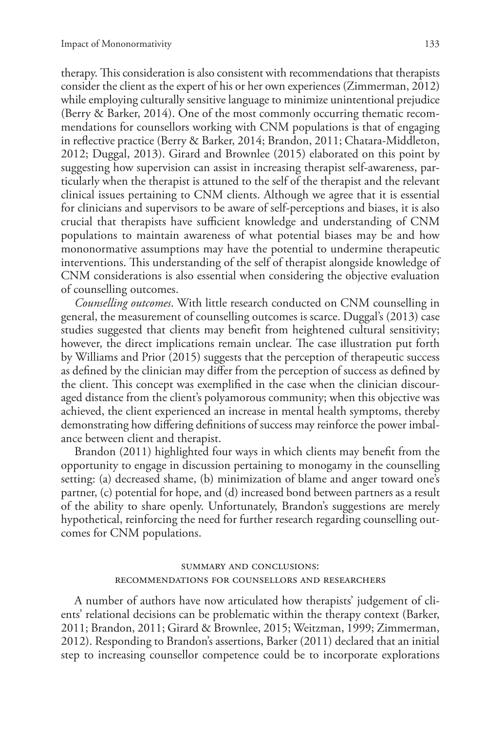therapy. This consideration is also consistent with recommendations that therapists consider the client as the expert of his or her own experiences (Zimmerman, 2012) while employing culturally sensitive language to minimize unintentional prejudice (Berry & Barker, 2014). One of the most commonly occurring thematic recommendations for counsellors working with CNM populations is that of engaging in reflective practice (Berry & Barker, 2014; Brandon, 2011; Chatara-Middleton, 2012; Duggal, 2013). Girard and Brownlee (2015) elaborated on this point by suggesting how supervision can assist in increasing therapist self-awareness, particularly when the therapist is attuned to the self of the therapist and the relevant clinical issues pertaining to CNM clients. Although we agree that it is essential for clinicians and supervisors to be aware of self-perceptions and biases, it is also crucial that therapists have sufficient knowledge and understanding of CNM populations to maintain awareness of what potential biases may be and how mononormative assumptions may have the potential to undermine therapeutic interventions. This understanding of the self of therapist alongside knowledge of CNM considerations is also essential when considering the objective evaluation of counselling outcomes.

*Counselling outcomes*. With little research conducted on CNM counselling in general, the measurement of counselling outcomes is scarce. Duggal's (2013) case studies suggested that clients may benefit from heightened cultural sensitivity; however, the direct implications remain unclear. The case illustration put forth by Williams and Prior (2015) suggests that the perception of therapeutic success as defined by the clinician may differ from the perception of success as defined by the client. This concept was exemplified in the case when the clinician discouraged distance from the client's polyamorous community; when this objective was achieved, the client experienced an increase in mental health symptoms, thereby demonstrating how differing definitions of success may reinforce the power imbalance between client and therapist.

Brandon (2011) highlighted four ways in which clients may benefit from the opportunity to engage in discussion pertaining to monogamy in the counselling setting: (a) decreased shame, (b) minimization of blame and anger toward one's partner, (c) potential for hope, and (d) increased bond between partners as a result of the ability to share openly. Unfortunately, Brandon's suggestions are merely hypothetical, reinforcing the need for further research regarding counselling outcomes for CNM populations.

## Summary and Conclusions: Recommendations for Counsellors and Researchers

A number of authors have now articulated how therapists' judgement of clients' relational decisions can be problematic within the therapy context (Barker, 2011; Brandon, 2011; Girard & Brownlee, 2015; Weitzman, 1999; Zimmerman, 2012). Responding to Brandon's assertions, Barker (2011) declared that an initial step to increasing counsellor competence could be to incorporate explorations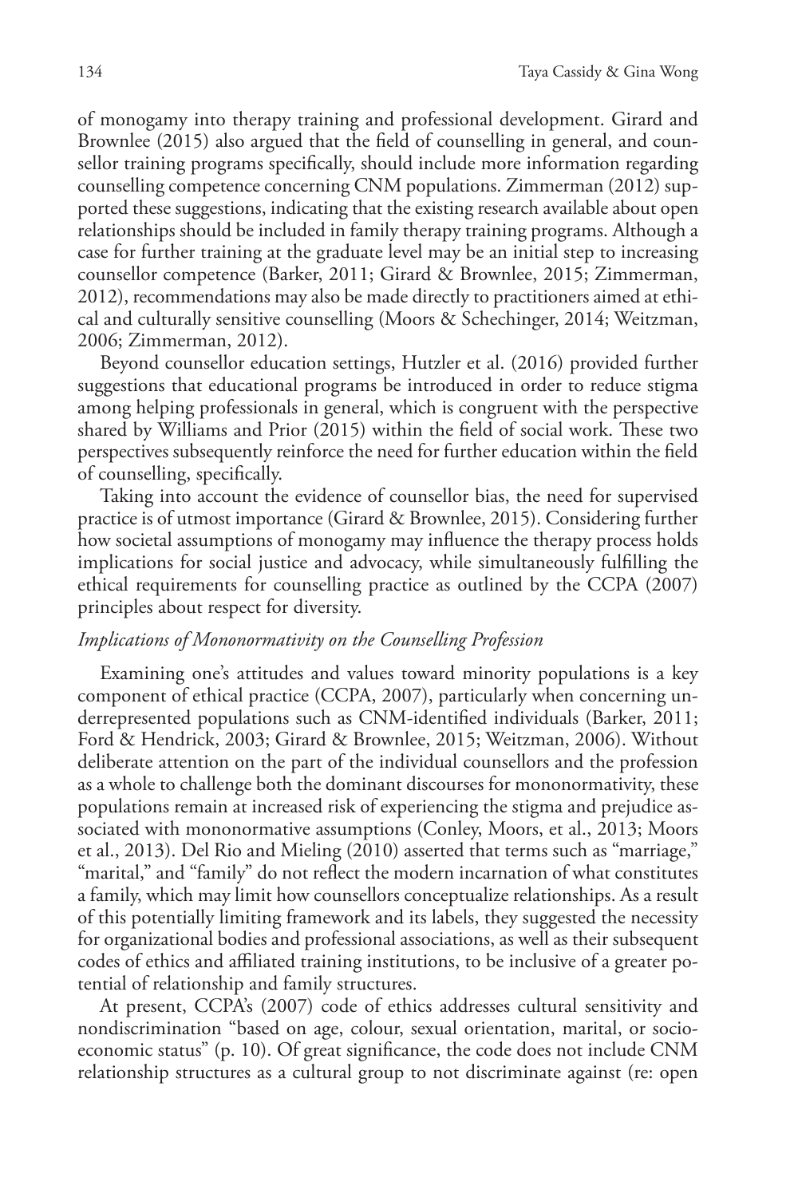of monogamy into therapy training and professional development. Girard and Brownlee (2015) also argued that the field of counselling in general, and counsellor training programs specifically, should include more information regarding counselling competence concerning CNM populations. Zimmerman (2012) supported these suggestions, indicating that the existing research available about open relationships should be included in family therapy training programs. Although a case for further training at the graduate level may be an initial step to increasing counsellor competence (Barker, 2011; Girard & Brownlee, 2015; Zimmerman, 2012), recommendations may also be made directly to practitioners aimed at ethical and culturally sensitive counselling (Moors & Schechinger, 2014; Weitzman, 2006; Zimmerman, 2012).

Beyond counsellor education settings, Hutzler et al. (2016) provided further suggestions that educational programs be introduced in order to reduce stigma among helping professionals in general, which is congruent with the perspective shared by Williams and Prior (2015) within the field of social work. These two perspectives subsequently reinforce the need for further education within the field of counselling, specifically.

Taking into account the evidence of counsellor bias, the need for supervised practice is of utmost importance (Girard & Brownlee, 2015). Considering further how societal assumptions of monogamy may influence the therapy process holds implications for social justice and advocacy, while simultaneously fulfilling the ethical requirements for counselling practice as outlined by the CCPA (2007) principles about respect for diversity.

### *Implications of Mononormativity on the Counselling Profession*

Examining one's attitudes and values toward minority populations is a key component of ethical practice (CCPA, 2007), particularly when concerning underrepresented populations such as CNM-identified individuals (Barker, 2011; Ford & Hendrick, 2003; Girard & Brownlee, 2015; Weitzman, 2006). Without deliberate attention on the part of the individual counsellors and the profession as a whole to challenge both the dominant discourses for mononormativity, these populations remain at increased risk of experiencing the stigma and prejudice associated with mononormative assumptions (Conley, Moors, et al., 2013; Moors et al., 2013). Del Rio and Mieling (2010) asserted that terms such as "marriage," "marital," and "family" do not reflect the modern incarnation of what constitutes a family, which may limit how counsellors conceptualize relationships. As a result of this potentially limiting framework and its labels, they suggested the necessity for organizational bodies and professional associations, as well as their subsequent codes of ethics and affiliated training institutions, to be inclusive of a greater potential of relationship and family structures.

At present, CCPA's (2007) code of ethics addresses cultural sensitivity and nondiscrimination "based on age, colour, sexual orientation, marital, or socioeconomic status" (p. 10). Of great significance, the code does not include CNM relationship structures as a cultural group to not discriminate against (re: open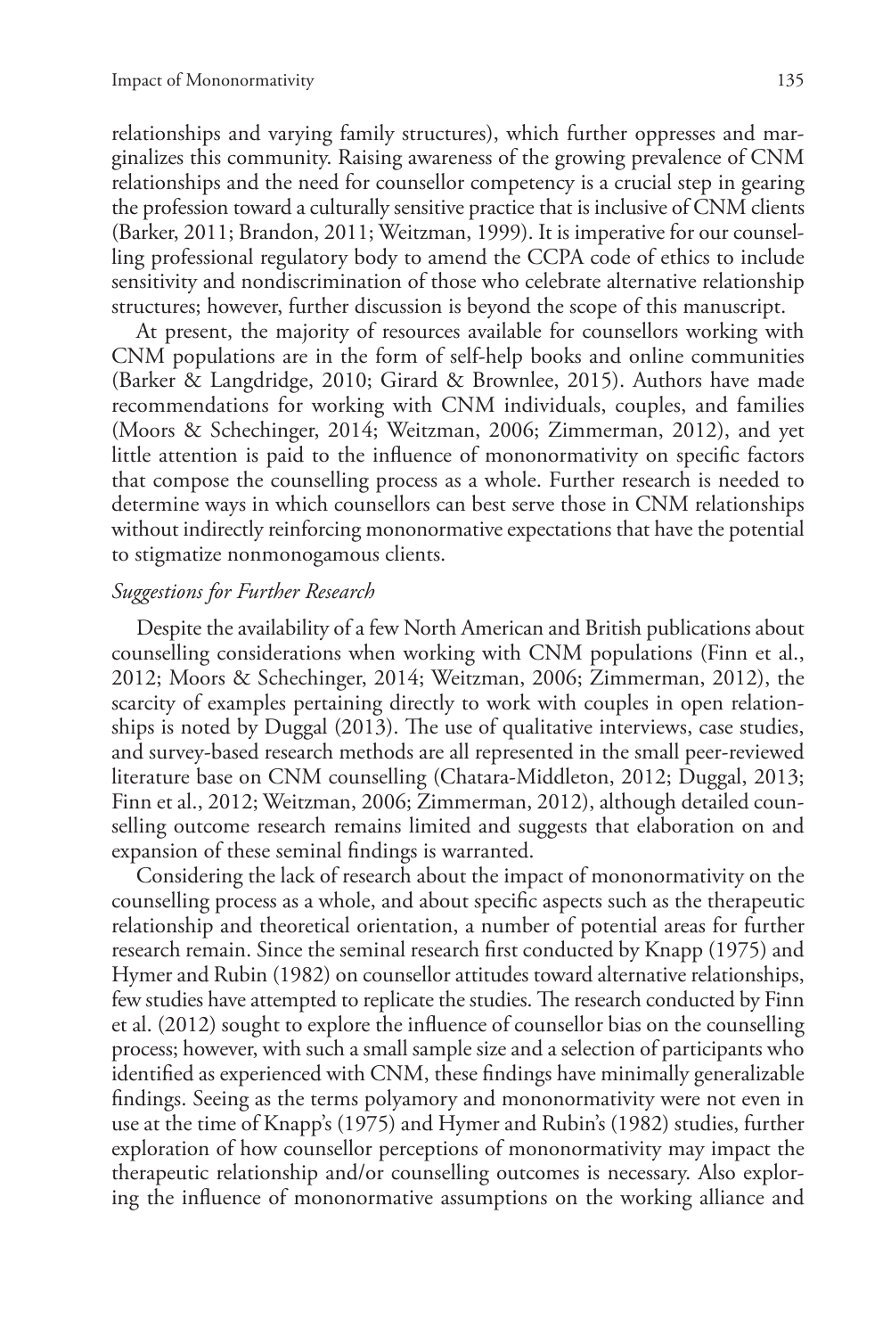relationships and varying family structures), which further oppresses and marginalizes this community. Raising awareness of the growing prevalence of CNM relationships and the need for counsellor competency is a crucial step in gearing the profession toward a culturally sensitive practice that is inclusive of CNM clients (Barker, 2011; Brandon, 2011; Weitzman, 1999). It is imperative for our counselling professional regulatory body to amend the CCPA code of ethics to include sensitivity and nondiscrimination of those who celebrate alternative relationship structures; however, further discussion is beyond the scope of this manuscript.

At present, the majority of resources available for counsellors working with CNM populations are in the form of self-help books and online communities (Barker & Langdridge, 2010; Girard & Brownlee, 2015). Authors have made recommendations for working with CNM individuals, couples, and families (Moors & Schechinger, 2014; Weitzman, 2006; Zimmerman, 2012), and yet little attention is paid to the influence of mononormativity on specific factors that compose the counselling process as a whole. Further research is needed to determine ways in which counsellors can best serve those in CNM relationships without indirectly reinforcing mononormative expectations that have the potential to stigmatize nonmonogamous clients.

### *Suggestions for Further Research*

Despite the availability of a few North American and British publications about counselling considerations when working with CNM populations (Finn et al., 2012; Moors & Schechinger, 2014; Weitzman, 2006; Zimmerman, 2012), the scarcity of examples pertaining directly to work with couples in open relationships is noted by Duggal (2013). The use of qualitative interviews, case studies, and survey-based research methods are all represented in the small peer-reviewed literature base on CNM counselling (Chatara-Middleton, 2012; Duggal, 2013; Finn et al., 2012; Weitzman, 2006; Zimmerman, 2012), although detailed counselling outcome research remains limited and suggests that elaboration on and expansion of these seminal findings is warranted.

Considering the lack of research about the impact of mononormativity on the counselling process as a whole, and about specific aspects such as the therapeutic relationship and theoretical orientation, a number of potential areas for further research remain. Since the seminal research first conducted by Knapp (1975) and Hymer and Rubin (1982) on counsellor attitudes toward alternative relationships, few studies have attempted to replicate the studies. The research conducted by Finn et al. (2012) sought to explore the influence of counsellor bias on the counselling process; however, with such a small sample size and a selection of participants who identified as experienced with CNM, these findings have minimally generalizable findings. Seeing as the terms polyamory and mononormativity were not even in use at the time of Knapp's (1975) and Hymer and Rubin's (1982) studies, further exploration of how counsellor perceptions of mononormativity may impact the therapeutic relationship and/or counselling outcomes is necessary. Also exploring the influence of mononormative assumptions on the working alliance and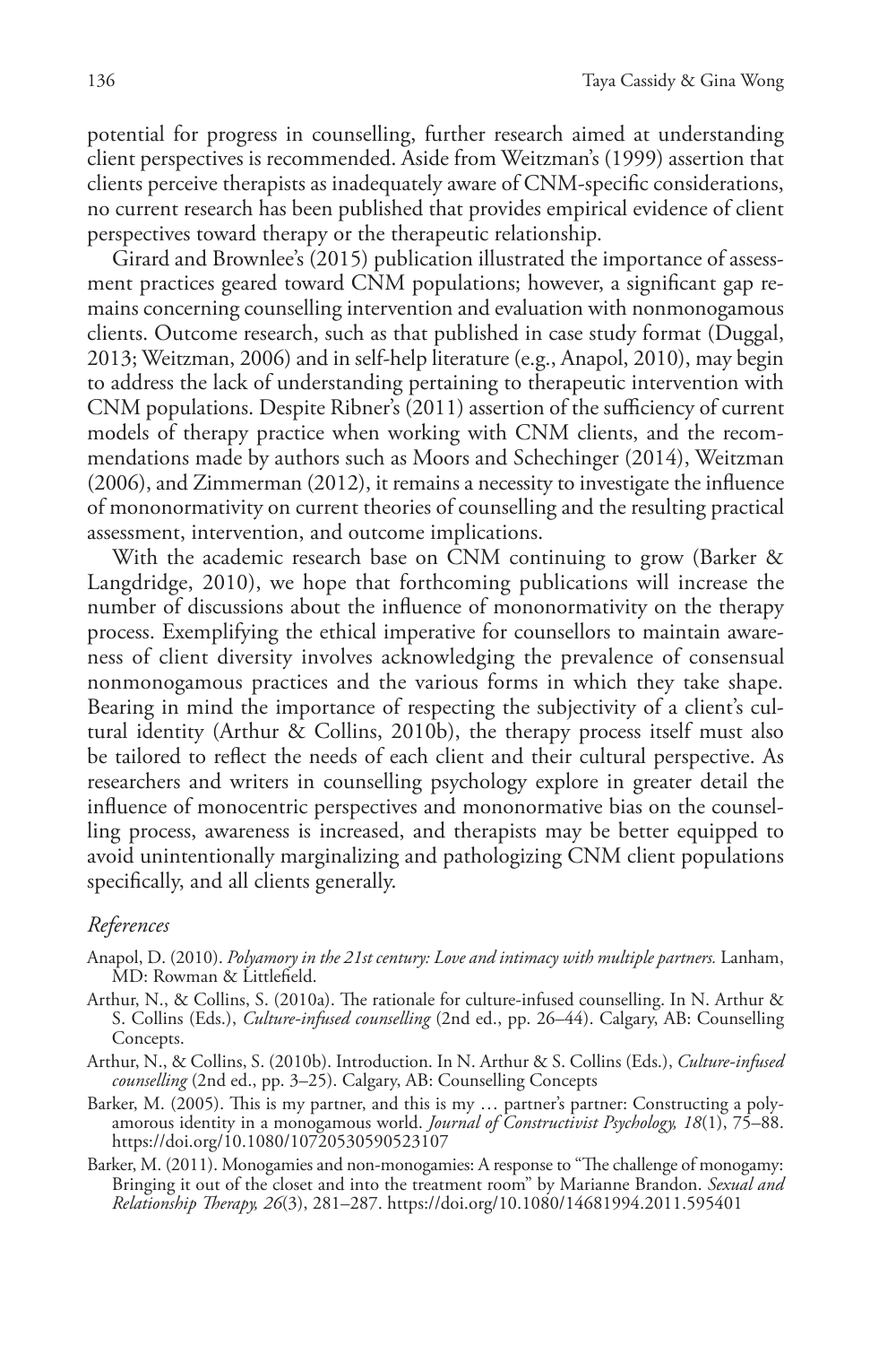potential for progress in counselling, further research aimed at understanding client perspectives is recommended. Aside from Weitzman's (1999) assertion that clients perceive therapists as inadequately aware of CNM-specific considerations, no current research has been published that provides empirical evidence of client perspectives toward therapy or the therapeutic relationship.

Girard and Brownlee's (2015) publication illustrated the importance of assessment practices geared toward CNM populations; however, a significant gap remains concerning counselling intervention and evaluation with nonmonogamous clients. Outcome research, such as that published in case study format (Duggal, 2013; Weitzman, 2006) and in self-help literature (e.g., Anapol, 2010), may begin to address the lack of understanding pertaining to therapeutic intervention with CNM populations. Despite Ribner's (2011) assertion of the sufficiency of current models of therapy practice when working with CNM clients, and the recommendations made by authors such as Moors and Schechinger (2014), Weitzman (2006), and Zimmerman (2012), it remains a necessity to investigate the influence of mononormativity on current theories of counselling and the resulting practical assessment, intervention, and outcome implications.

With the academic research base on CNM continuing to grow (Barker & Langdridge, 2010), we hope that forthcoming publications will increase the number of discussions about the influence of mononormativity on the therapy process. Exemplifying the ethical imperative for counsellors to maintain awareness of client diversity involves acknowledging the prevalence of consensual nonmonogamous practices and the various forms in which they take shape. Bearing in mind the importance of respecting the subjectivity of a client's cultural identity (Arthur & Collins, 2010b), the therapy process itself must also be tailored to reflect the needs of each client and their cultural perspective. As researchers and writers in counselling psychology explore in greater detail the influence of monocentric perspectives and mononormative bias on the counselling process, awareness is increased, and therapists may be better equipped to avoid unintentionally marginalizing and pathologizing CNM client populations specifically, and all clients generally.

### *References*

Anapol, D. (2010). *Polyamory in the 21st century: Love and intimacy with multiple partners.* Lanham, MD: Rowman & Littlefield.

Arthur, N., & Collins, S. (2010a). The rationale for culture-infused counselling. In N. Arthur & S. Collins (Eds.), *Culture-infused counselling* (2nd ed., pp. 26–44). Calgary, AB: Counselling Concepts.

Arthur, N., & Collins, S. (2010b). Introduction. In N. Arthur & S. Collins (Eds.), *Culture-infused counselling* (2nd ed., pp. 3–25). Calgary, AB: Counselling Concepts

Barker, M. (2005). This is my partner, and this is my … partner's partner: Constructing a polyamorous identity in a monogamous world. *Journal of Constructivist Psychology, 18*(1), 75–88. https://doi.org/10.1080/10720530590523107

Barker, M. (2011). Monogamies and non-monogamies: A response to "The challenge of monogamy: Bringing it out of the closet and into the treatment room" by Marianne Brandon. *Sexual and Relationship Therapy, 26*(3), 281–287. https://doi.org/10.1080/14681994.2011.595401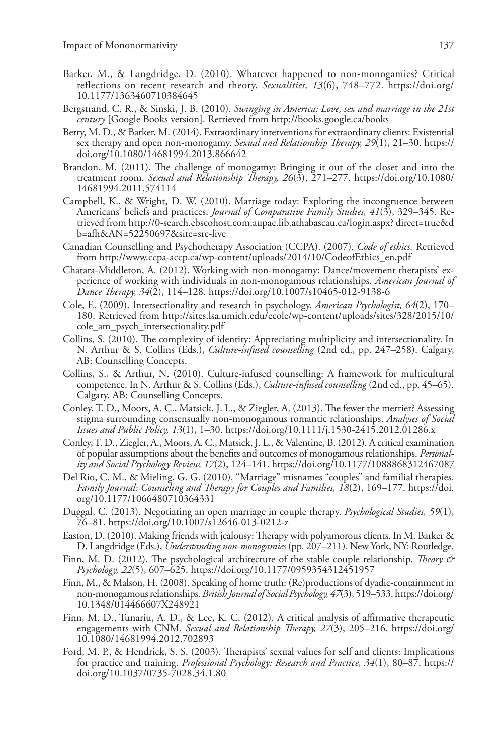Barker, M., & Langdridge, D. (2010). Whatever happened to non-monogamies? Critical reflections on recent research and theory. *Sexualities, 13*(6), 748–772. https://doi.org/10.1177/1363460710384645

Bergstrand, C. R., & Sinski, J. B. (2010). *Swinging in America: Love, sex and marriage in the 21st century* [Google Books version]. Retrieved from http://books.google.ca/books

Berry, M. D., & Barker, M. (2014). Extraordinary interventions for extraordinary clients: Existential sex therapy and open non-monogamy. *Sexual and Relationship Therapy, 29*(1), 21–30. https://doi.org/10.1080/14681994.2013.866642

Brandon, M. (2011). The challenge of monogamy: Bringing it out of the closet and into the treatment room. *Sexual and Relationship Therapy, 26*(3), 271–277. https://doi.org/10.1080/14681994.2011.574114

Campbell, K., & Wright, D. W. (2010). Marriage today: Exploring the incongruence between Americans' beliefs and practices. *Journal of Comparative Family Studies, 41*(3), 329–345. Retrieved from http://0-search.ebscohost.com.aupac.lib.athabascau.ca/login.aspx? direct=true&db=afh&AN=52250697&site=src-live

Canadian Counselling and Psychotherapy Association (CCPA). (2007). *Code of ethics.* Retrieved from http://www.ccpa-accp.ca/wp-content/uploads/2014/10/CodeofEthics_en.pdf

Chatara-Middleton, A. (2012). Working with non-monogamy: Dance/movement therapists' experience of working with individuals in non-monogamous relationships. *American Journal of Dance Therapy, 34*(2), 114–128. https://doi.org/10.1007/s10465-012-9138-6

Cole, E. (2009). Intersectionality and research in psychology. *American Psychologist, 64*(2), 170–180. Retrieved from http://sites.lsa.umich.edu/ecole/wp-content/uploads/sites/328/2015/10/cole_am_psych_intersectionality.pdf

Collins, S. (2010). The complexity of identity: Appreciating multiplicity and intersectionality. In N. Arthur & S. Collins (Eds.), *Culture-infused counselling* (2nd ed., pp. 247–258). Calgary, AB: Counselling Concepts.

Collins, S., & Arthur, N. (2010). Culture-infused counselling: A framework for multicultural competence. In N. Arthur & S. Collins (Eds.), *Culture-infused counselling* (2nd ed., pp. 45–65). Calgary, AB: Counselling Concepts.

Conley, T. D., Moors, A. C., Matsick, J. L., & Ziegler, A. (2013). The fewer the merrier? Assessing stigma surrounding consensually non-monogamous romantic relationships. *Analyses of Social Issues and Public Policy, 13*(1), 1–30. https://doi.org/10.1111/j.1530-2415.2012.01286.x

Conley, T. D., Ziegler, A., Moors, A. C., Matsick, J. L., & Valentine, B. (2012). A critical examination of popular assumptions about the benefits and outcomes of monogamous relationships. *Personality and Social Psychology Review, 17*(2), 124–141. https://doi.org/10.1177/1088868312467087

Del Rio, C. M., & Mieling, G. G. (2010). "Marriage" misnames "couples" and familial therapies. *Family Journal: Counseling and Therapy for Couples and Families, 18*(2), 169–177. https://doi.org/10.1177/1066480710364331

Duggal, C. (2013). Negotiating an open marriage in couple therapy. *Psychological Studies, 59*(1), 76–81. https://doi.org/10.1007/s12646-013-0212-z

Easton, D. (2010). Making friends with jealousy: Therapy with polyamorous clients. In M. Barker & D. Langdridge (Eds.), *Understanding non-monogamies* (pp. 207–211). New York, NY: Routledge.

Finn, M. D. (2012). The psychological architecture of the stable couple relationship. *Theory & Psychology, 22*(5), 607–625. https://doi.org/10.1177/0959354312451957

Finn, M., & Malson, H. (2008). Speaking of home truth: (Re)productions of dyadic-containment in non-monogamous relationships. *British Journal of Social Psychology, 47*(3), 519–533. https://doi.org/10.1348/014466607X248921

Finn, M. D., Tunariu, A. D., & Lee, K. C. (2012). A critical analysis of affirmative therapeutic engagements with CNM. *Sexual and Relationship Therapy, 27*(3), 205–216. https://doi.org/10.1080/14681994.2012.702893

Ford, M. P., & Hendrick, S. S. (2003). Therapists' sexual values for self and clients: Implications for practice and training. *Professional Psychology: Research and Practice, 34*(1), 80–87. https://doi.org/10.1037/0735-7028.34.1.80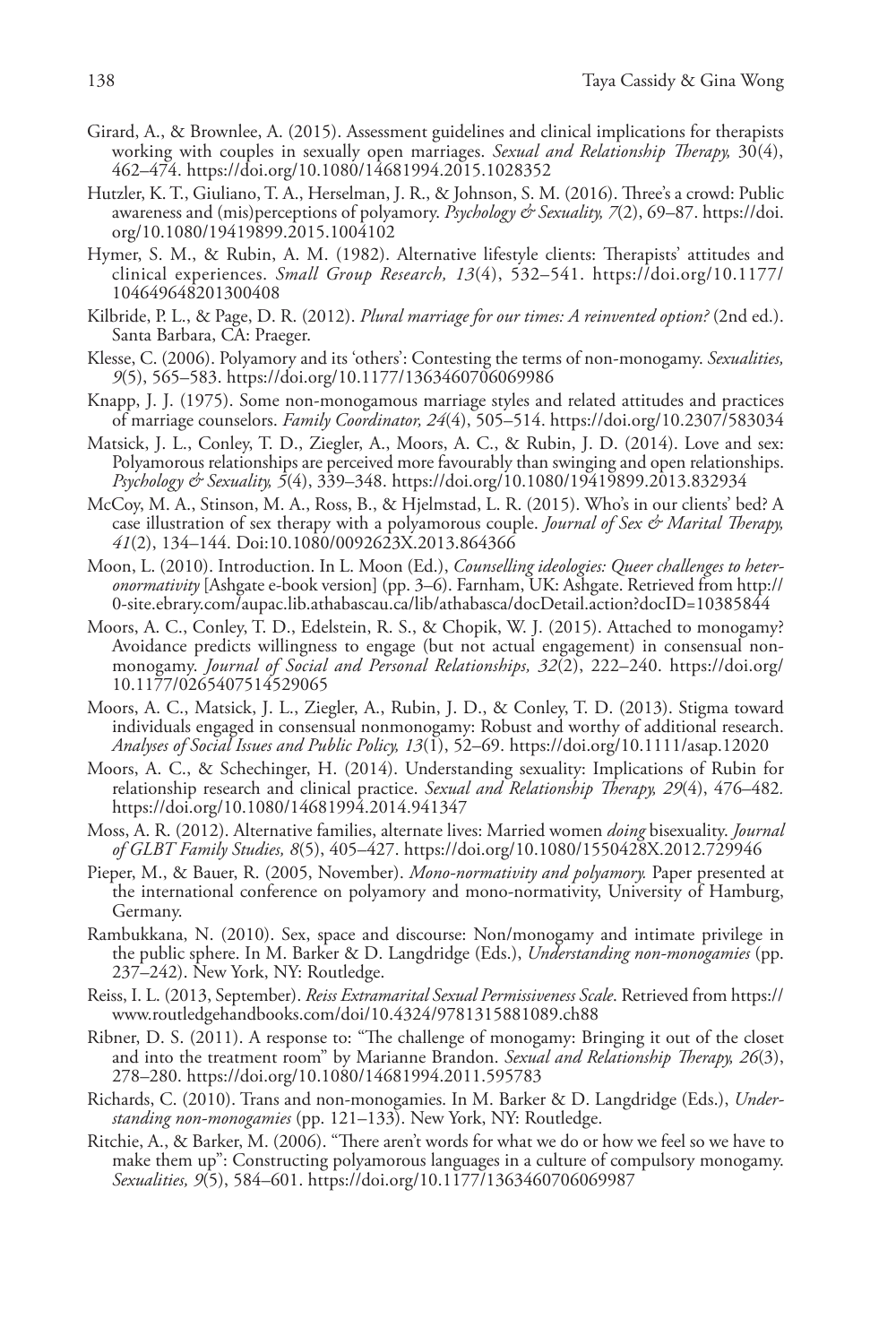Girard, A., & Brownlee, A. (2015). Assessment guidelines and clinical implications for therapists working with couples in sexually open marriages. *Sexual and Relationship Therapy,* 30(4), 462–474. https://doi.org/10.1080/14681994.2015.1028352

Hutzler, K. T., Giuliano, T. A., Herselman, J. R., & Johnson, S. M. (2016). Three's a crowd: Public awareness and (mis)perceptions of polyamory. *Psychology & Sexuality, 7*(2), 69–87. https://doi.org/10.1080/19419899.2015.1004102

Hymer, S. M., & Rubin, A. M. (1982). Alternative lifestyle clients: Therapists' attitudes and clinical experiences. *Small Group Research, 13*(4), 532–541. https://doi.org/10.1177/104649648201300408

Kilbride, P. L., & Page, D. R. (2012). *Plural marriage for our times: A reinvented option?* (2nd ed.). Santa Barbara, CA: Praeger.

Klesse, C. (2006). Polyamory and its 'others': Contesting the terms of non-monogamy. *Sexualities, 9*(5), 565–583. https://doi.org/10.1177/1363460706069986

Knapp, J. J. (1975). Some non-monogamous marriage styles and related attitudes and practices of marriage counselors. *Family Coordinator, 24*(4), 505–514. https://doi.org/10.2307/583034

Matsick, J. L., Conley, T. D., Ziegler, A., Moors, A. C., & Rubin, J. D. (2014). Love and sex: Polyamorous relationships are perceived more favourably than swinging and open relationships. *Psychology & Sexuality, 5*(4), 339–348. https://doi.org/10.1080/19419899.2013.832934

McCoy, M. A., Stinson, M. A., Ross, B., & Hjelmstad, L. R. (2015). Who's in our clients' bed? A case illustration of sex therapy with a polyamorous couple. *Journal of Sex & Marital Therapy, 41*(2), 134–144. Doi:10.1080/0092623X.2013.864366

Moon, L. (2010). Introduction. In L. Moon (Ed.), *Counselling ideologies: Queer challenges to heteronormativity* [Ashgate e-book version] (pp. 3–6). Farnham, UK: Ashgate. Retrieved from http://0-site.ebrary.com/aupac.lib.athabascau.ca/lib/athabasca/docDetail.action?docID=10385844

Moors, A. C., Conley, T. D., Edelstein, R. S., & Chopik, W. J. (2015). Attached to monogamy? Avoidance predicts willingness to engage (but not actual engagement) in consensual non-monogamy. *Journal of Social and Personal Relationships, 32*(2), 222–240. https://doi.org/10.1177/0265407514529065

Moors, A. C., Matsick, J. L., Ziegler, A., Rubin, J. D., & Conley, T. D. (2013). Stigma toward individuals engaged in consensual nonmonogamy: Robust and worthy of additional research. *Analyses of Social Issues and Public Policy, 13*(1), 52–69. https://doi.org/10.1111/asap.12020

Moors, A. C., & Schechinger, H. (2014). Understanding sexuality: Implications of Rubin for relationship research and clinical practice. *Sexual and Relationship Therapy, 29*(4), 476–482. https://doi.org/10.1080/14681994.2014.941347

Moss, A. R. (2012). Alternative families, alternate lives: Married women *doing* bisexuality. *Journal of GLBT Family Studies, 8*(5), 405–427. https://doi.org/10.1080/1550428X.2012.729946

Pieper, M., & Bauer, R. (2005, November). *Mono-normativity and polyamory.* Paper presented at the international conference on polyamory and mono-normativity, University of Hamburg, Germany.

Rambukkana, N. (2010). Sex, space and discourse: Non/monogamy and intimate privilege in the public sphere. In M. Barker & D. Langdridge (Eds.), *Understanding non-monogamies* (pp. 237–242). New York, NY: Routledge.

Reiss, I. L. (2013, September). *Reiss Extramarital Sexual Permissiveness Scale*. Retrieved from https://www.routledgehandbooks.com/doi/10.4324/9781315881089.ch88

Ribner, D. S. (2011). A response to: "The challenge of monogamy: Bringing it out of the closet and into the treatment room" by Marianne Brandon. *Sexual and Relationship Therapy, 26*(3), 278–280. https://doi.org/10.1080/14681994.2011.595783

Richards, C. (2010). Trans and non-monogamies. In M. Barker & D. Langdridge (Eds.), *Understanding non-monogamies* (pp. 121–133). New York, NY: Routledge.

Ritchie, A., & Barker, M. (2006). "There aren't words for what we do or how we feel so we have to make them up": Constructing polyamorous languages in a culture of compulsory monogamy. *Sexualities, 9*(5), 584–601. https://doi.org/10.1177/1363460706069987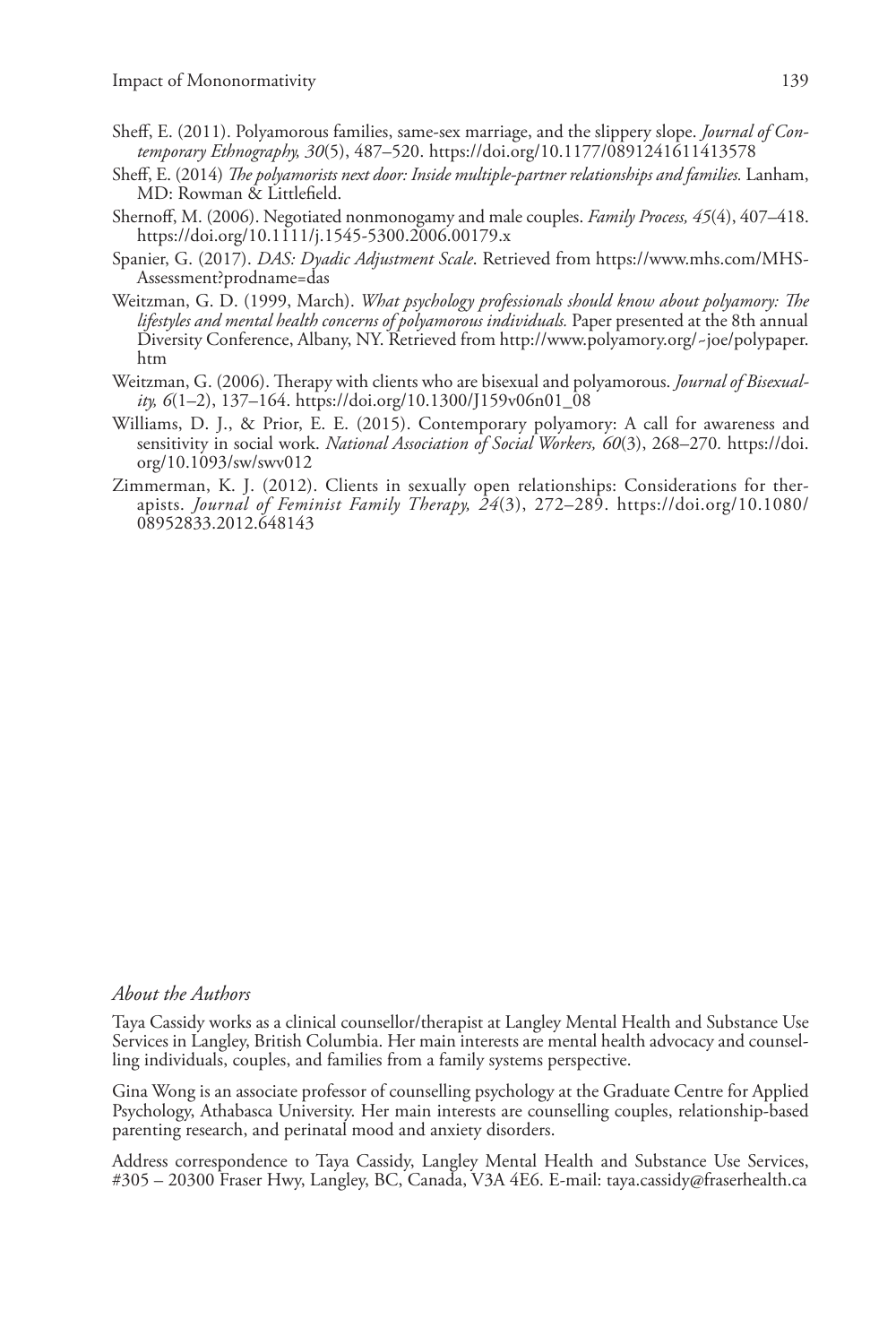Sheff, E. (2011). Polyamorous families, same-sex marriage, and the slippery slope. *Journal of Contemporary Ethnography, 30*(5), 487–520. https://doi.org/10.1177/0891241611413578

Sheff, E. (2014) *The polyamorists next door: Inside multiple-partner relationships and families.* Lanham, MD: Rowman & Littlefield.

Shernoff, M. (2006). Negotiated nonmonogamy and male couples. *Family Process, 45*(4), 407–418. https://doi.org/10.1111/j.1545-5300.2006.00179.x

Spanier, G. (2017). *DAS: Dyadic Adjustment Scale*. Retrieved from https://www.mhs.com/MHS-Assessment?prodname=das

Weitzman, G. D. (1999, March). *What psychology professionals should know about polyamory: The lifestyles and mental health concerns of polyamorous individuals.* Paper presented at the 8th annual Diversity Conference, Albany, NY. Retrieved from http://www.polyamory.org/~joe/polypaper.htm

Weitzman, G. (2006). Therapy with clients who are bisexual and polyamorous. *Journal of Bisexuality, 6*(1–2), 137–164. https://doi.org/10.1300/J159v06n01_08

Williams, D. J., & Prior, E. E. (2015). Contemporary polyamory: A call for awareness and sensitivity in social work. *National Association of Social Workers, 60*(3), 268–270. https://doi.org/10.1093/sw/swv012

Zimmerman, K. J. (2012). Clients in sexually open relationships: Considerations for therapists. *Journal of Feminist Family Therapy, 24*(3), 272–289. https://doi.org/10.1080/08952833.2012.648143

*About the Authors*

Taya Cassidy works as a clinical counsellor/therapist at Langley Mental Health and Substance Use Services in Langley, British Columbia. Her main interests are mental health advocacy and counselling individuals, couples, and families from a family systems perspective.

Gina Wong is an associate professor of counselling psychology at the Graduate Centre for Applied Psychology, Athabasca University. Her main interests are counselling couples, relationship-based parenting research, and perinatal mood and anxiety disorders.

Address correspondence to Taya Cassidy, Langley Mental Health and Substance Use Services, #305 – 20300 Fraser Hwy, Langley, BC, Canada, V3A 4E6. E-mail: taya.cassidy@fraserhealth.ca